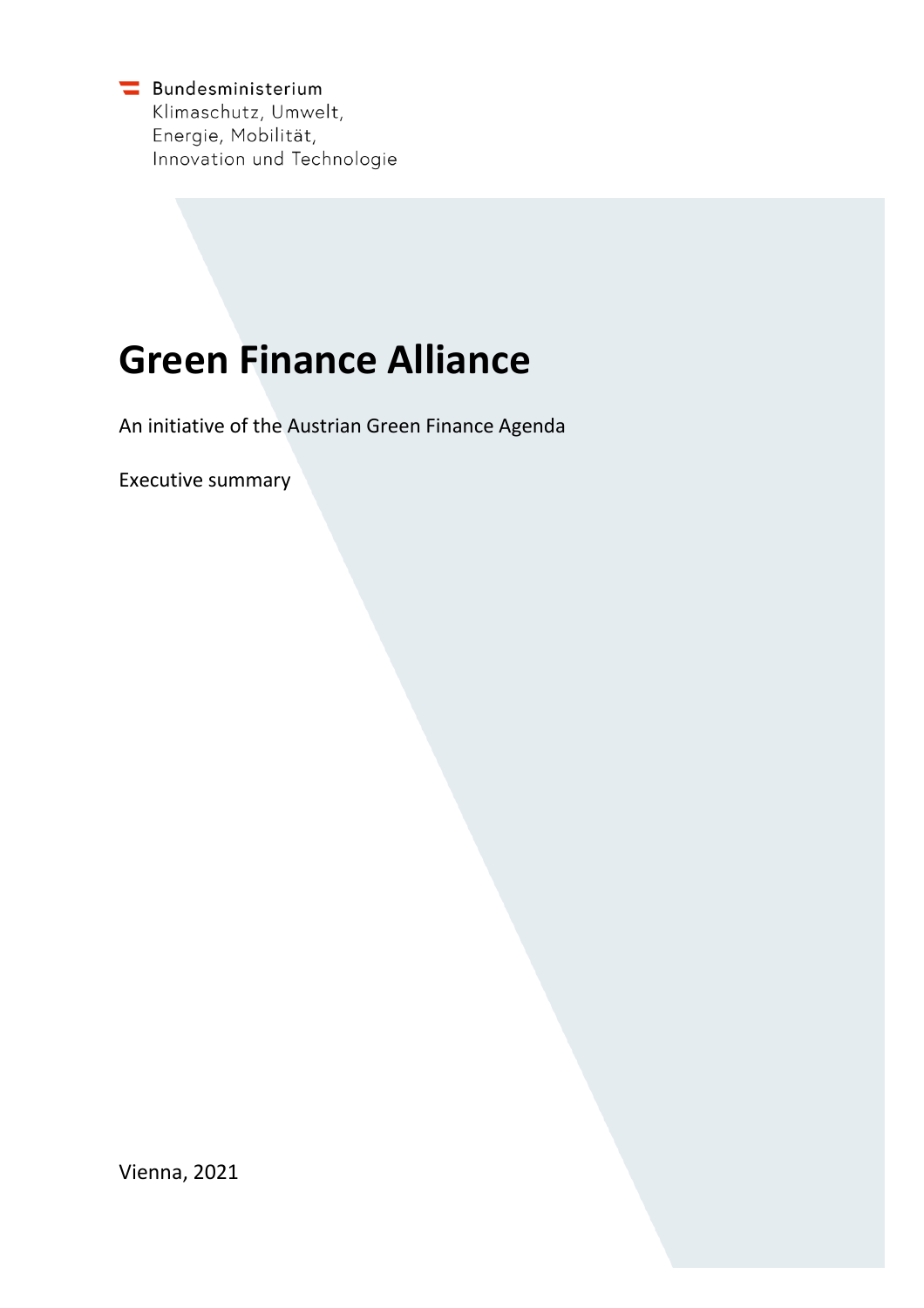Bundesministerium
Klimaschutz, Umwelt,
Energie, Mobilität,
Innovation und Technologie

# Green Finance Alliance

An initiative of the Austrian Green Finance Agenda

Executive summary

Vienna, 2021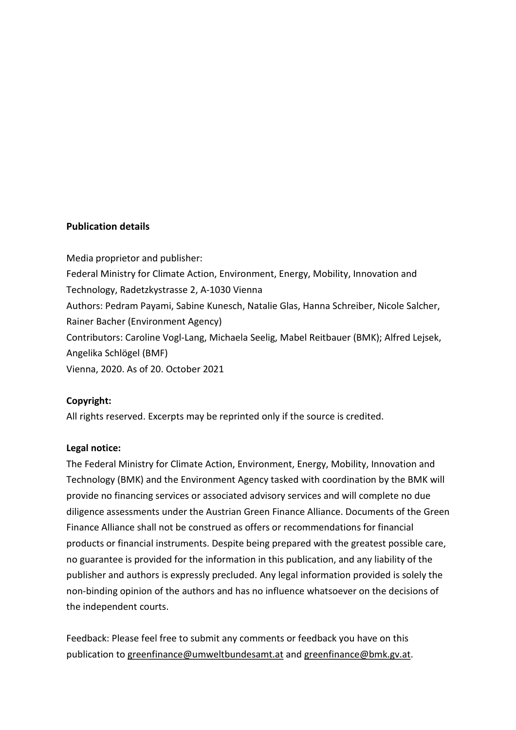**Publication details**

Media proprietor and publisher:
Federal Ministry for Climate Action, Environment, Energy, Mobility, Innovation and Technology, Radetzkystrasse 2, A-1030 Vienna
Authors: Pedram Payami, Sabine Kunesch, Natalie Glas, Hanna Schreiber, Nicole Salcher, Rainer Bacher (Environment Agency)
Contributors: Caroline Vogl-Lang, Michaela Seelig, Mabel Reitbauer (BMK); Alfred Lejsek, Angelika Schlögel (BMF)
Vienna, 2020. As of 20. October 2021

**Copyright:**
All rights reserved. Excerpts may be reprinted only if the source is credited.

**Legal notice:**
The Federal Ministry for Climate Action, Environment, Energy, Mobility, Innovation and Technology (BMK) and the Environment Agency tasked with coordination by the BMK will provide no financing services or associated advisory services and will complete no due diligence assessments under the Austrian Green Finance Alliance. Documents of the Green Finance Alliance shall not be construed as offers or recommendations for financial products or financial instruments. Despite being prepared with the greatest possible care, no guarantee is provided for the information in this publication, and any liability of the publisher and authors is expressly precluded. Any legal information provided is solely the non-binding opinion of the authors and has no influence whatsoever on the decisions of the independent courts.

Feedback: Please feel free to submit any comments or feedback you have on this publication to greenfinance@umweltbundesamt.at and greenfinance@bmk.gv.at.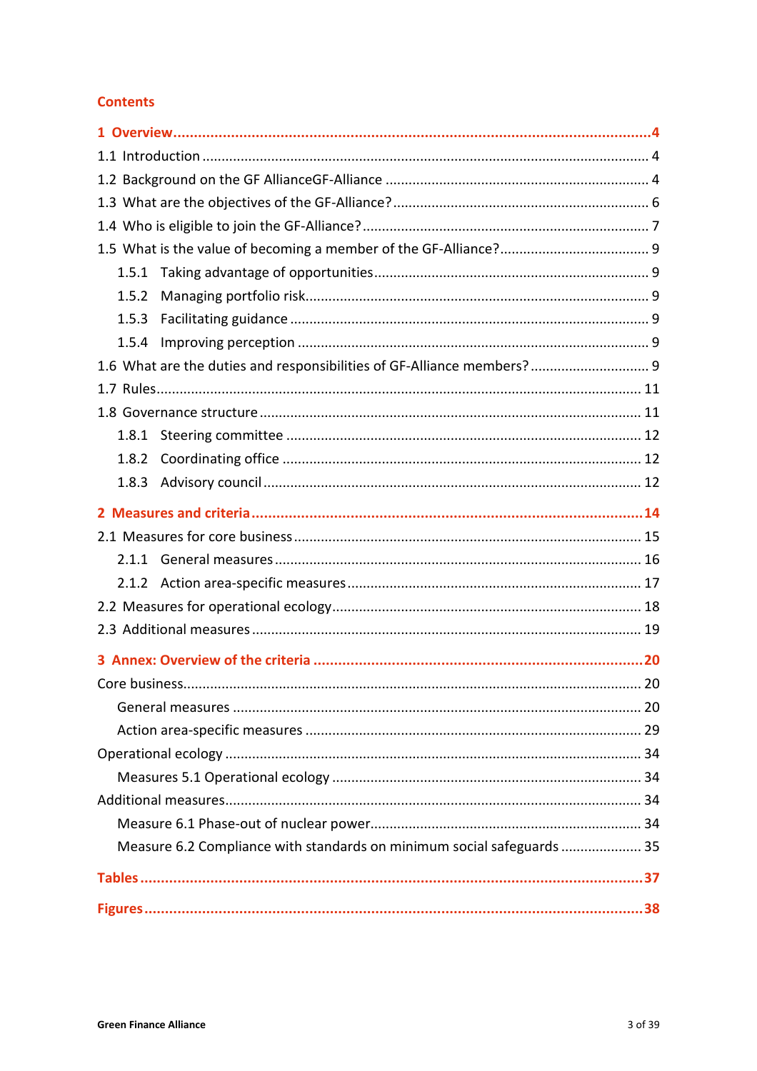## Contents

**1 Overview ... 4**

1.1 Introduction ... 4

1.2 Background on the GF AllianceGF-Alliance ... 4

1.3 What are the objectives of the GF-Alliance? ... 6

1.4 Who is eligible to join the GF-Alliance? ... 7

1.5 What is the value of becoming a member of the GF-Alliance? ... 9

- 1.5.1 Taking advantage of opportunities ... 9
- 1.5.2 Managing portfolio risk ... 9
- 1.5.3 Facilitating guidance ... 9
- 1.5.4 Improving perception ... 9

1.6 What are the duties and responsibilities of GF-Alliance members? ... 9

1.7 Rules ... 11

1.8 Governance structure ... 11

- 1.8.1 Steering committee ... 12
- 1.8.2 Coordinating office ... 12
- 1.8.3 Advisory council ... 12

**2 Measures and criteria ... 14**

2.1 Measures for core business ... 15

- 2.1.1 General measures ... 16
- 2.1.2 Action area-specific measures ... 17

2.2 Measures for operational ecology ... 18

2.3 Additional measures ... 19

**3 Annex: Overview of the criteria ... 20**

Core business ... 20

- General measures ... 20
- Action area-specific measures ... 29

Operational ecology ... 34

- Measures 5.1 Operational ecology ... 34

Additional measures ... 34

- Measure 6.1 Phase-out of nuclear power ... 34
- Measure 6.2 Compliance with standards on minimum social safeguards ... 35

**Tables ... 37**

**Figures ... 38**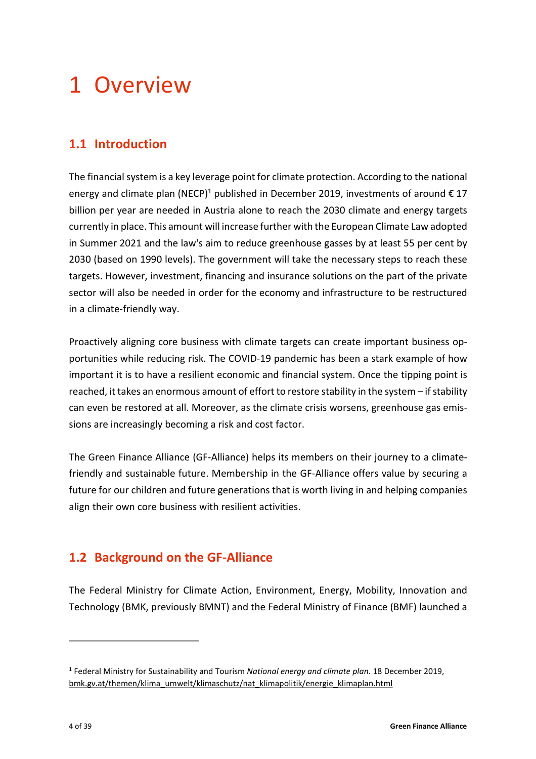# 1 Overview

## 1.1 Introduction

The financial system is a key leverage point for climate protection. According to the national energy and climate plan (NECP)[1] published in December 2019, investments of around € 17 billion per year are needed in Austria alone to reach the 2030 climate and energy targets currently in place. This amount will increase further with the European Climate Law adopted in Summer 2021 and the law's aim to reduce greenhouse gasses by at least 55 per cent by 2030 (based on 1990 levels). The government will take the necessary steps to reach these targets. However, investment, financing and insurance solutions on the part of the private sector will also be needed in order for the economy and infrastructure to be restructured in a climate-friendly way.

Proactively aligning core business with climate targets can create important business opportunities while reducing risk. The COVID-19 pandemic has been a stark example of how important it is to have a resilient economic and financial system. Once the tipping point is reached, it takes an enormous amount of effort to restore stability in the system – if stability can even be restored at all. Moreover, as the climate crisis worsens, greenhouse gas emissions are increasingly becoming a risk and cost factor.

The Green Finance Alliance (GF-Alliance) helps its members on their journey to a climate-friendly and sustainable future. Membership in the GF-Alliance offers value by securing a future for our children and future generations that is worth living in and helping companies align their own core business with resilient activities.

## 1.2 Background on the GF-Alliance

The Federal Ministry for Climate Action, Environment, Energy, Mobility, Innovation and Technology (BMK, previously BMNT) and the Federal Ministry of Finance (BMF) launched a

---

[1] Federal Ministry for Sustainability and Tourism *National energy and climate plan*. 18 December 2019, bmk.gv.at/themen/klima_umwelt/klimaschutz/nat_klimapolitik/energie_klimaplan.html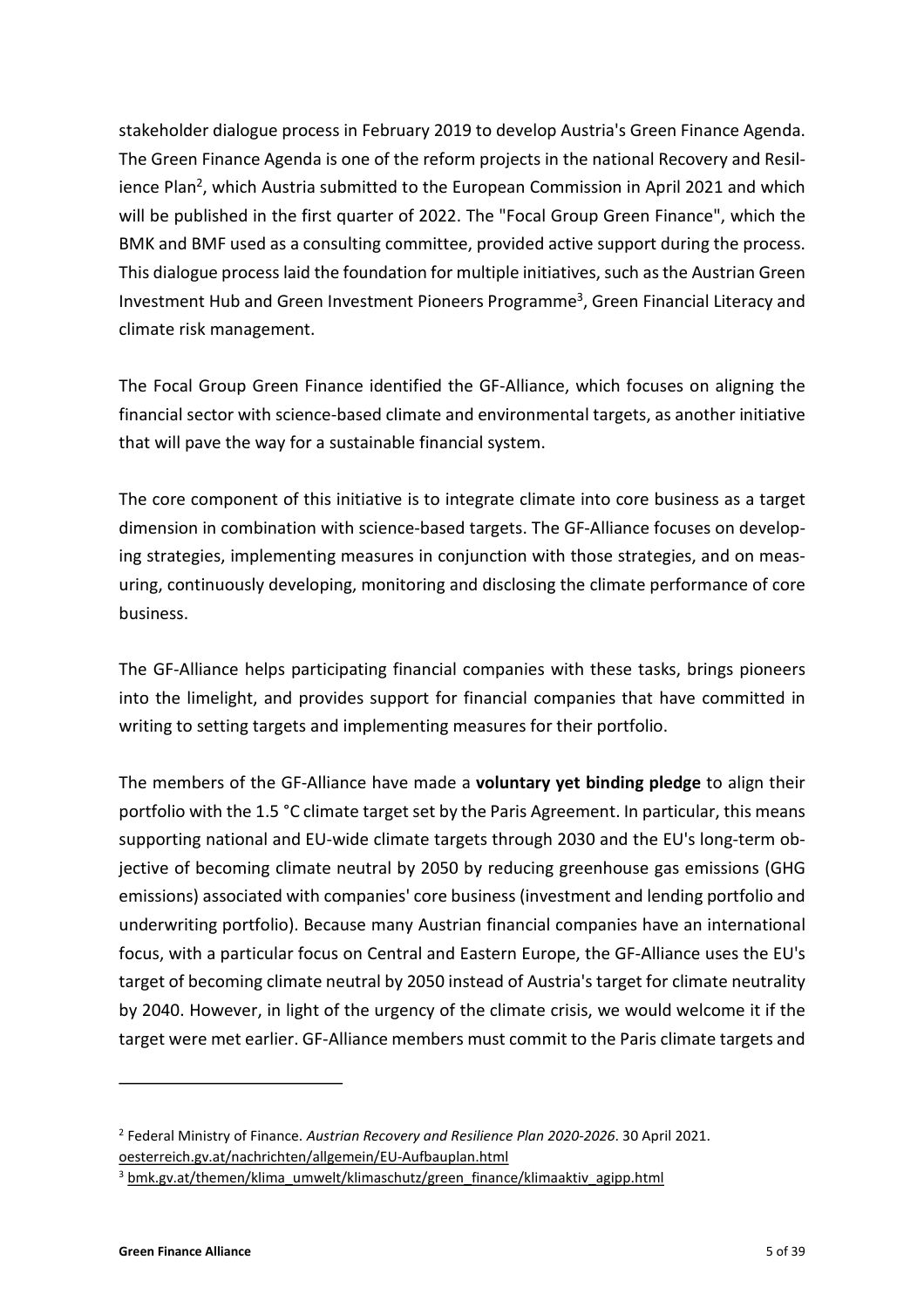stakeholder dialogue process in February 2019 to develop Austria's Green Finance Agenda. The Green Finance Agenda is one of the reform projects in the national Recovery and Resilience Plan[2], which Austria submitted to the European Commission in April 2021 and which will be published in the first quarter of 2022. The "Focal Group Green Finance", which the BMK and BMF used as a consulting committee, provided active support during the process. This dialogue process laid the foundation for multiple initiatives, such as the Austrian Green Investment Hub and Green Investment Pioneers Programme[3], Green Financial Literacy and climate risk management.

The Focal Group Green Finance identified the GF-Alliance, which focuses on aligning the financial sector with science-based climate and environmental targets, as another initiative that will pave the way for a sustainable financial system.

The core component of this initiative is to integrate climate into core business as a target dimension in combination with science-based targets. The GF-Alliance focuses on developing strategies, implementing measures in conjunction with those strategies, and on measuring, continuously developing, monitoring and disclosing the climate performance of core business.

The GF-Alliance helps participating financial companies with these tasks, brings pioneers into the limelight, and provides support for financial companies that have committed in writing to setting targets and implementing measures for their portfolio.

The members of the GF-Alliance have made a **voluntary yet binding pledge** to align their portfolio with the 1.5 °C climate target set by the Paris Agreement. In particular, this means supporting national and EU-wide climate targets through 2030 and the EU's long-term objective of becoming climate neutral by 2050 by reducing greenhouse gas emissions (GHG emissions) associated with companies' core business (investment and lending portfolio and underwriting portfolio). Because many Austrian financial companies have an international focus, with a particular focus on Central and Eastern Europe, the GF-Alliance uses the EU's target of becoming climate neutral by 2050 instead of Austria's target for climate neutrality by 2040. However, in light of the urgency of the climate crisis, we would welcome it if the target were met earlier. GF-Alliance members must commit to the Paris climate targets and

---

[2] Federal Ministry of Finance. *Austrian Recovery and Resilience Plan 2020-2026*. 30 April 2021. oesterreich.gv.at/nachrichten/allgemein/EU-Aufbauplan.html

[3] bmk.gv.at/themen/klima_umwelt/klimaschutz/green_finance/klimaaktiv_agipp.html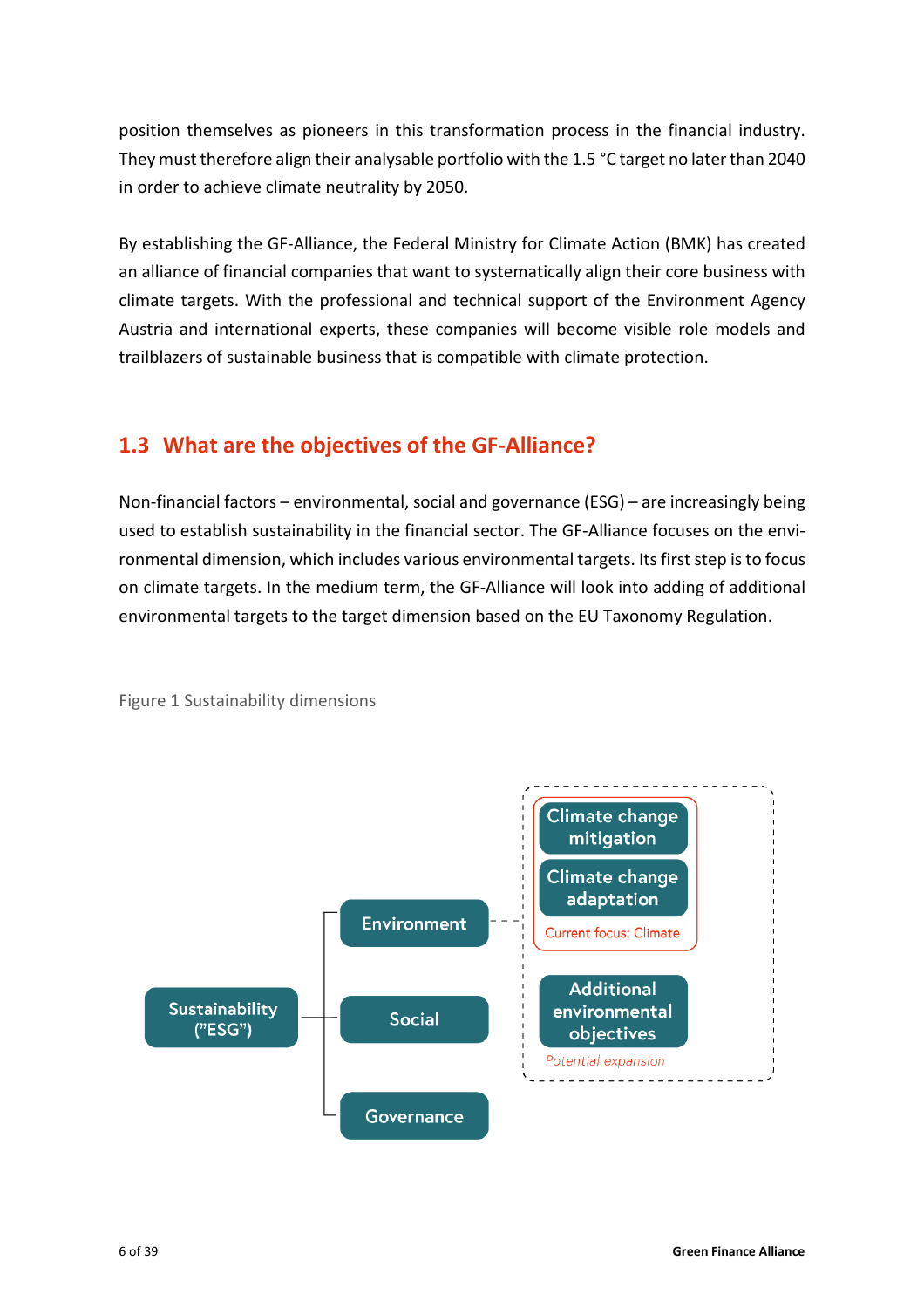position themselves as pioneers in this transformation process in the financial industry. They must therefore align their analysable portfolio with the 1.5 °C target no later than 2040 in order to achieve climate neutrality by 2050.

By establishing the GF-Alliance, the Federal Ministry for Climate Action (BMK) has created an alliance of financial companies that want to systematically align their core business with climate targets. With the professional and technical support of the Environment Agency Austria and international experts, these companies will become visible role models and trailblazers of sustainable business that is compatible with climate protection.

## 1.3 What are the objectives of the GF-Alliance?

Non-financial factors – environmental, social and governance (ESG) – are increasingly being used to establish sustainability in the financial sector. The GF-Alliance focuses on the environmental dimension, which includes various environmental targets. Its first step is to focus on climate targets. In the medium term, the GF-Alliance will look into adding of additional environmental targets to the target dimension based on the EU Taxonomy Regulation.

Figure 1 Sustainability dimensions

- Sustainability ("ESG")
  - Environment
    - Current focus: Climate
      - Climate change mitigation
      - Climate change adaptation
    - *Potential expansion*
      - Additional environmental objectives
  - Social
  - Governance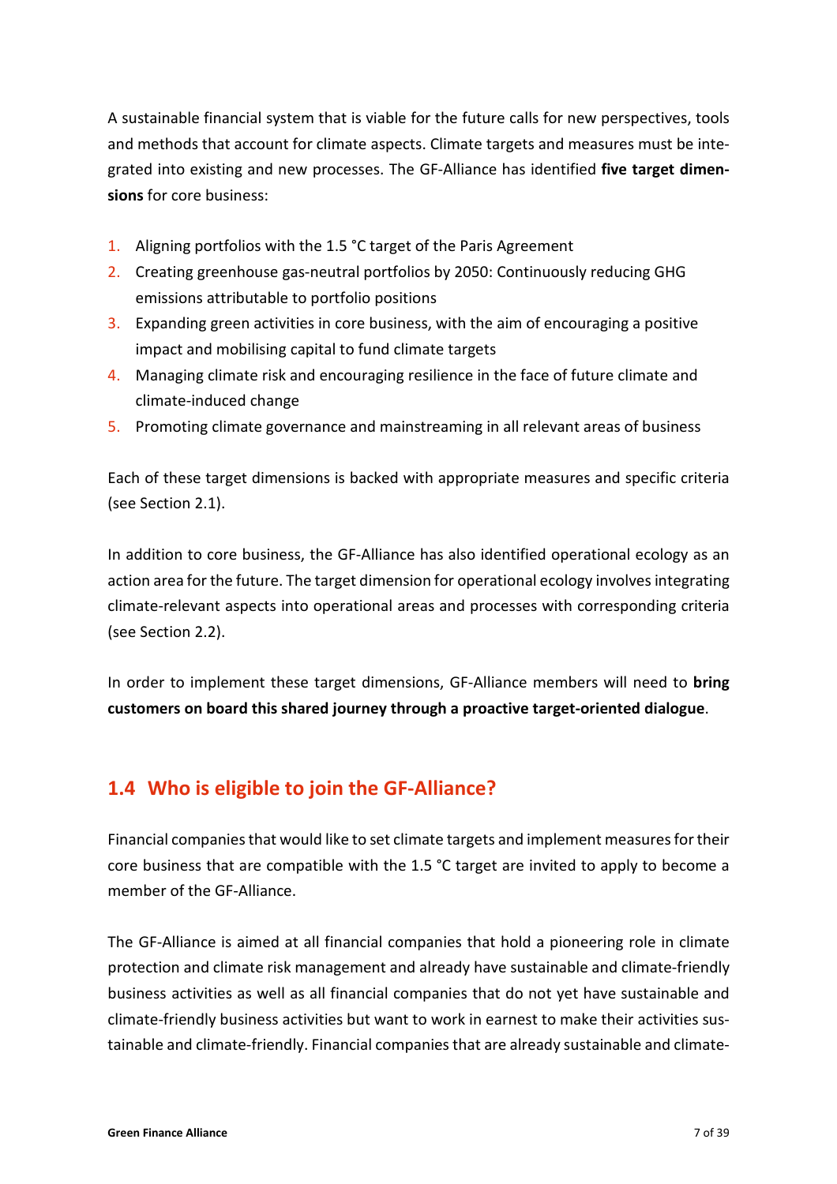A sustainable financial system that is viable for the future calls for new perspectives, tools and methods that account for climate aspects. Climate targets and measures must be integrated into existing and new processes. The GF-Alliance has identified **five target dimensions** for core business:

1. Aligning portfolios with the 1.5 °C target of the Paris Agreement
2. Creating greenhouse gas-neutral portfolios by 2050: Continuously reducing GHG emissions attributable to portfolio positions
3. Expanding green activities in core business, with the aim of encouraging a positive impact and mobilising capital to fund climate targets
4. Managing climate risk and encouraging resilience in the face of future climate and climate-induced change
5. Promoting climate governance and mainstreaming in all relevant areas of business

Each of these target dimensions is backed with appropriate measures and specific criteria (see Section 2.1).

In addition to core business, the GF-Alliance has also identified operational ecology as an action area for the future. The target dimension for operational ecology involves integrating climate-relevant aspects into operational areas and processes with corresponding criteria (see Section 2.2).

In order to implement these target dimensions, GF-Alliance members will need to **bring customers on board this shared journey through a proactive target-oriented dialogue**.

## 1.4 Who is eligible to join the GF-Alliance?

Financial companies that would like to set climate targets and implement measures for their core business that are compatible with the 1.5 °C target are invited to apply to become a member of the GF-Alliance.

The GF-Alliance is aimed at all financial companies that hold a pioneering role in climate protection and climate risk management and already have sustainable and climate-friendly business activities as well as all financial companies that do not yet have sustainable and climate-friendly business activities but want to work in earnest to make their activities sustainable and climate-friendly. Financial companies that are already sustainable and climate-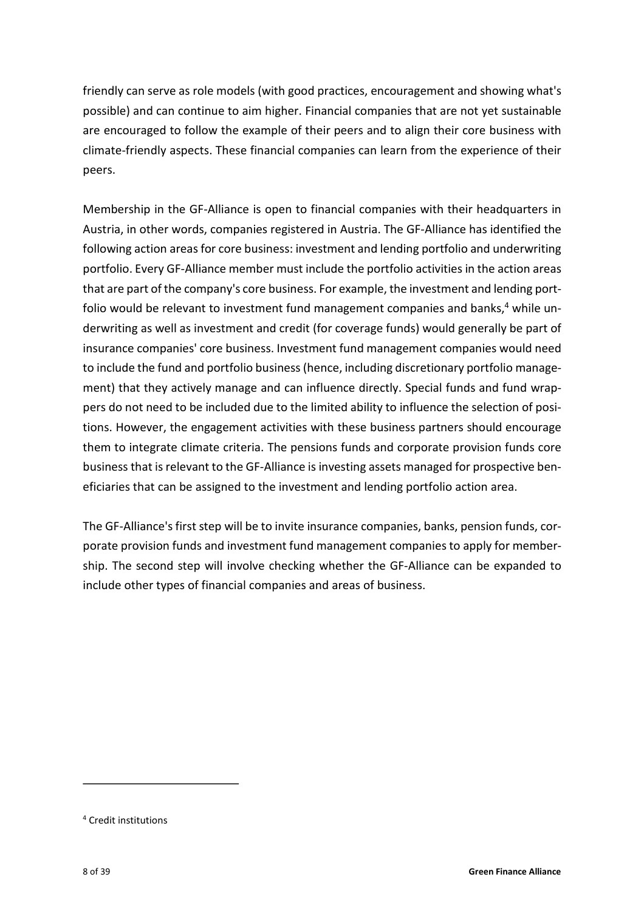friendly can serve as role models (with good practices, encouragement and showing what's possible) and can continue to aim higher. Financial companies that are not yet sustainable are encouraged to follow the example of their peers and to align their core business with climate-friendly aspects. These financial companies can learn from the experience of their peers.

Membership in the GF-Alliance is open to financial companies with their headquarters in Austria, in other words, companies registered in Austria. The GF-Alliance has identified the following action areas for core business: investment and lending portfolio and underwriting portfolio. Every GF-Alliance member must include the portfolio activities in the action areas that are part of the company's core business. For example, the investment and lending portfolio would be relevant to investment fund management companies and banks,[4] while underwriting as well as investment and credit (for coverage funds) would generally be part of insurance companies' core business. Investment fund management companies would need to include the fund and portfolio business (hence, including discretionary portfolio management) that they actively manage and can influence directly. Special funds and fund wrappers do not need to be included due to the limited ability to influence the selection of positions. However, the engagement activities with these business partners should encourage them to integrate climate criteria. The pensions funds and corporate provision funds core business that is relevant to the GF-Alliance is investing assets managed for prospective beneficiaries that can be assigned to the investment and lending portfolio action area.

The GF-Alliance's first step will be to invite insurance companies, banks, pension funds, corporate provision funds and investment fund management companies to apply for membership. The second step will involve checking whether the GF-Alliance can be expanded to include other types of financial companies and areas of business.

[4] Credit institutions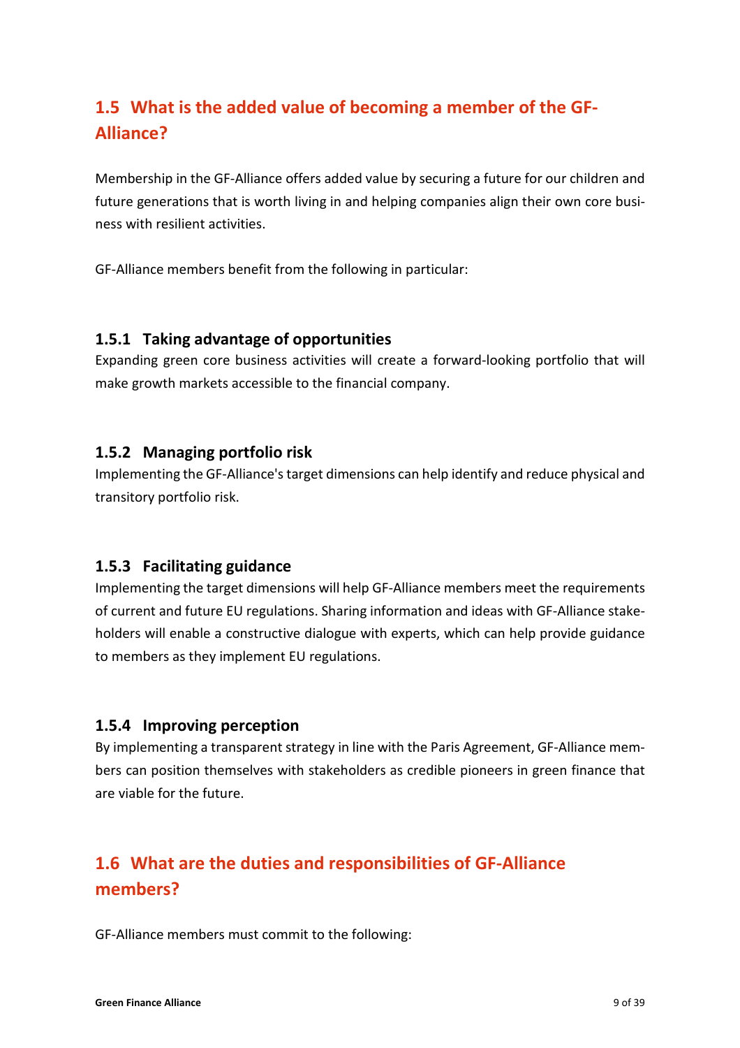## 1.5 What is the added value of becoming a member of the GF-Alliance?

Membership in the GF-Alliance offers added value by securing a future for our children and future generations that is worth living in and helping companies align their own core business with resilient activities.

GF-Alliance members benefit from the following in particular:

### 1.5.1 Taking advantage of opportunities

Expanding green core business activities will create a forward-looking portfolio that will make growth markets accessible to the financial company.

### 1.5.2 Managing portfolio risk

Implementing the GF-Alliance's target dimensions can help identify and reduce physical and transitory portfolio risk.

### 1.5.3 Facilitating guidance

Implementing the target dimensions will help GF-Alliance members meet the requirements of current and future EU regulations. Sharing information and ideas with GF-Alliance stakeholders will enable a constructive dialogue with experts, which can help provide guidance to members as they implement EU regulations.

### 1.5.4 Improving perception

By implementing a transparent strategy in line with the Paris Agreement, GF-Alliance members can position themselves with stakeholders as credible pioneers in green finance that are viable for the future.

## 1.6 What are the duties and responsibilities of GF-Alliance members?

GF-Alliance members must commit to the following: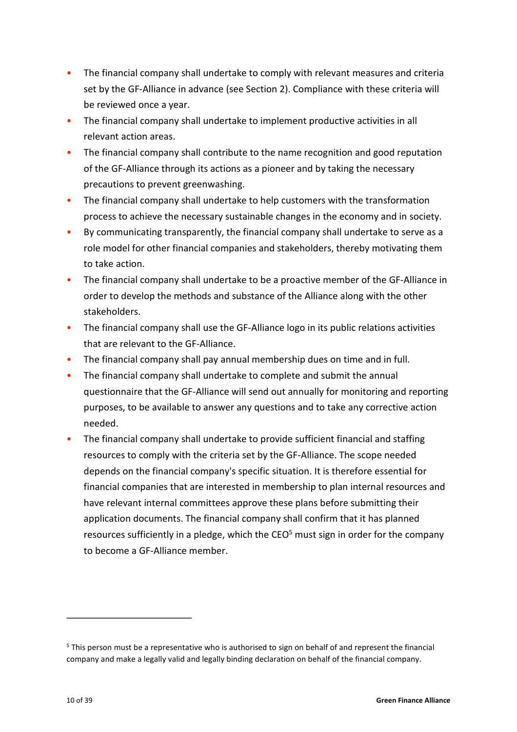- The financial company shall undertake to comply with relevant measures and criteria set by the GF-Alliance in advance (see Section 2). Compliance with these criteria will be reviewed once a year.
- The financial company shall undertake to implement productive activities in all relevant action areas.
- The financial company shall contribute to the name recognition and good reputation of the GF-Alliance through its actions as a pioneer and by taking the necessary precautions to prevent greenwashing.
- The financial company shall undertake to help customers with the transformation process to achieve the necessary sustainable changes in the economy and in society.
- By communicating transparently, the financial company shall undertake to serve as a role model for other financial companies and stakeholders, thereby motivating them to take action.
- The financial company shall undertake to be a proactive member of the GF-Alliance in order to develop the methods and substance of the Alliance along with the other stakeholders.
- The financial company shall use the GF-Alliance logo in its public relations activities that are relevant to the GF-Alliance.
- The financial company shall pay annual membership dues on time and in full.
- The financial company shall undertake to complete and submit the annual questionnaire that the GF-Alliance will send out annually for monitoring and reporting purposes, to be available to answer any questions and to take any corrective action needed.
- The financial company shall undertake to provide sufficient financial and staffing resources to comply with the criteria set by the GF-Alliance. The scope needed depends on the financial company's specific situation. It is therefore essential for financial companies that are interested in membership to plan internal resources and have relevant internal committees approve these plans before submitting their application documents. The financial company shall confirm that it has planned resources sufficiently in a pledge, which the CEO[5] must sign in order for the company to become a GF-Alliance member.

---

[5] This person must be a representative who is authorised to sign on behalf of and represent the financial company and make a legally valid and legally binding declaration on behalf of the financial company.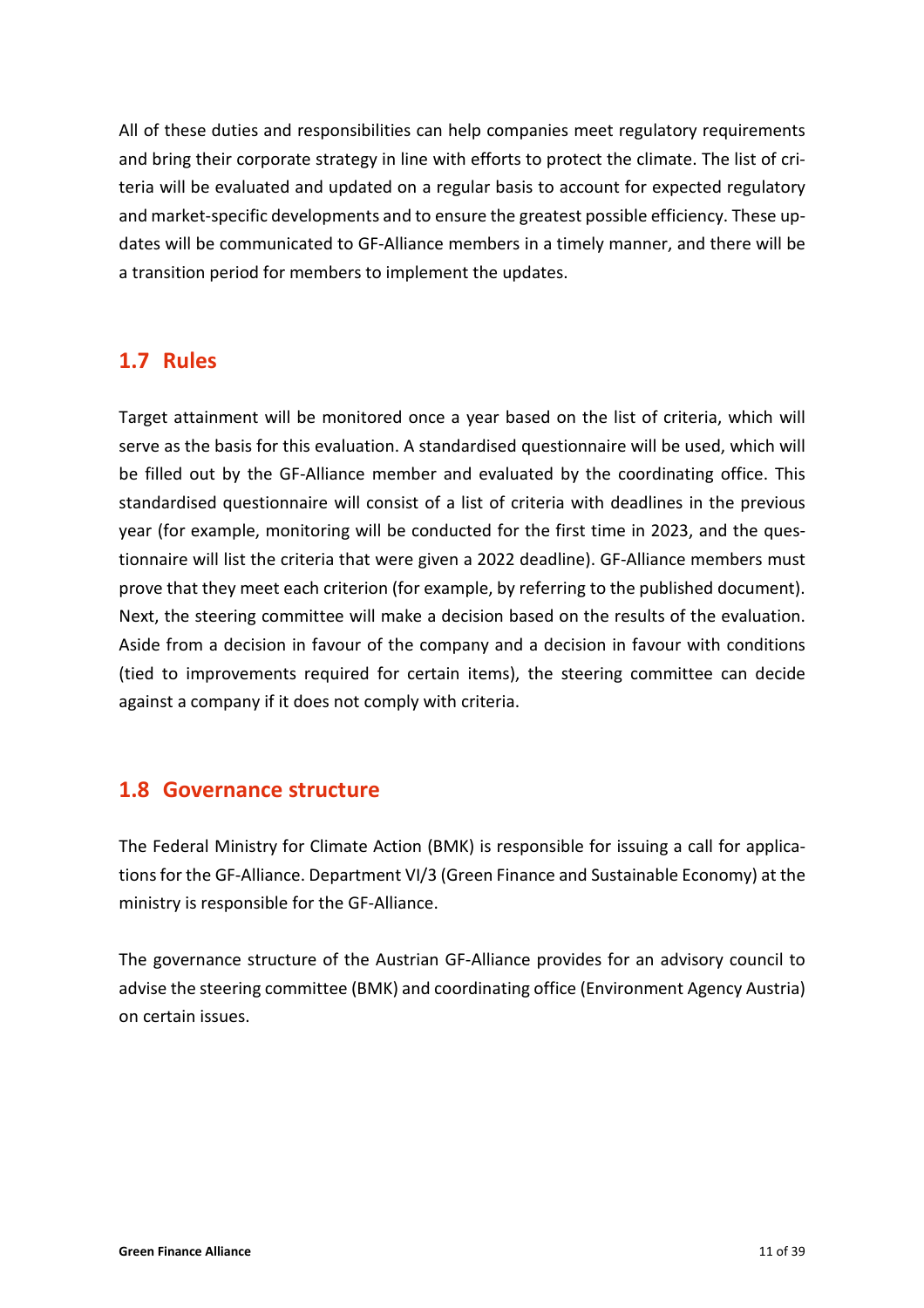All of these duties and responsibilities can help companies meet regulatory requirements and bring their corporate strategy in line with efforts to protect the climate. The list of criteria will be evaluated and updated on a regular basis to account for expected regulatory and market-specific developments and to ensure the greatest possible efficiency. These updates will be communicated to GF-Alliance members in a timely manner, and there will be a transition period for members to implement the updates.

## 1.7 Rules

Target attainment will be monitored once a year based on the list of criteria, which will serve as the basis for this evaluation. A standardised questionnaire will be used, which will be filled out by the GF-Alliance member and evaluated by the coordinating office. This standardised questionnaire will consist of a list of criteria with deadlines in the previous year (for example, monitoring will be conducted for the first time in 2023, and the questionnaire will list the criteria that were given a 2022 deadline). GF-Alliance members must prove that they meet each criterion (for example, by referring to the published document). Next, the steering committee will make a decision based on the results of the evaluation. Aside from a decision in favour of the company and a decision in favour with conditions (tied to improvements required for certain items), the steering committee can decide against a company if it does not comply with criteria.

## 1.8 Governance structure

The Federal Ministry for Climate Action (BMK) is responsible for issuing a call for applications for the GF-Alliance. Department VI/3 (Green Finance and Sustainable Economy) at the ministry is responsible for the GF-Alliance.

The governance structure of the Austrian GF-Alliance provides for an advisory council to advise the steering committee (BMK) and coordinating office (Environment Agency Austria) on certain issues.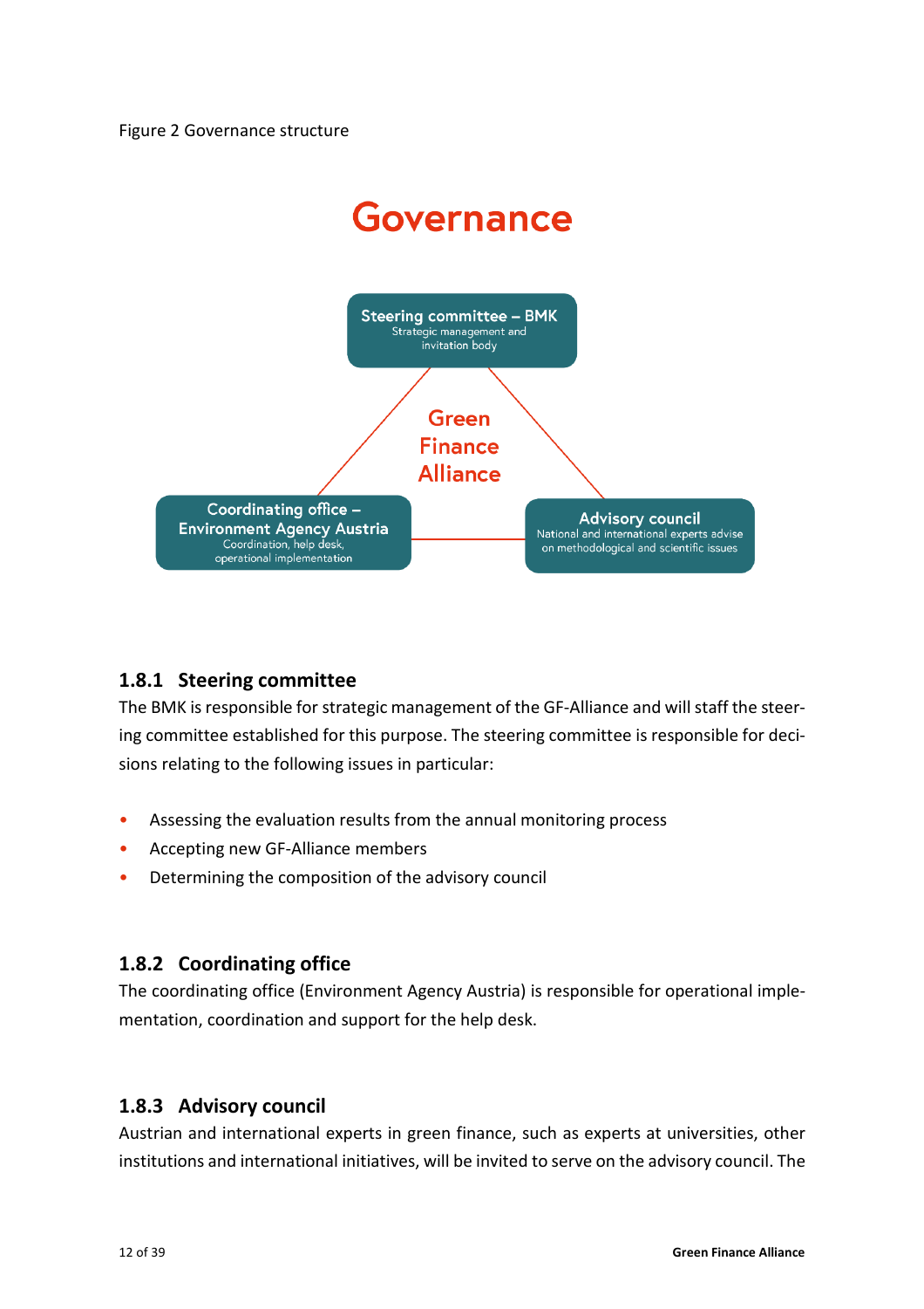Figure 2 Governance structure

Governance

Steering committee – BMK
Strategic management and invitation body

Green Finance Alliance

Coordinating office – Environment Agency Austria
Coordination, help desk, operational implementation

Advisory council
National and international experts advise on methodological and scientific issues

### 1.8.1 Steering committee

The BMK is responsible for strategic management of the GF-Alliance and will staff the steering committee established for this purpose. The steering committee is responsible for decisions relating to the following issues in particular:

- Assessing the evaluation results from the annual monitoring process
- Accepting new GF-Alliance members
- Determining the composition of the advisory council

### 1.8.2 Coordinating office

The coordinating office (Environment Agency Austria) is responsible for operational implementation, coordination and support for the help desk.

### 1.8.3 Advisory council

Austrian and international experts in green finance, such as experts at universities, other institutions and international initiatives, will be invited to serve on the advisory council. The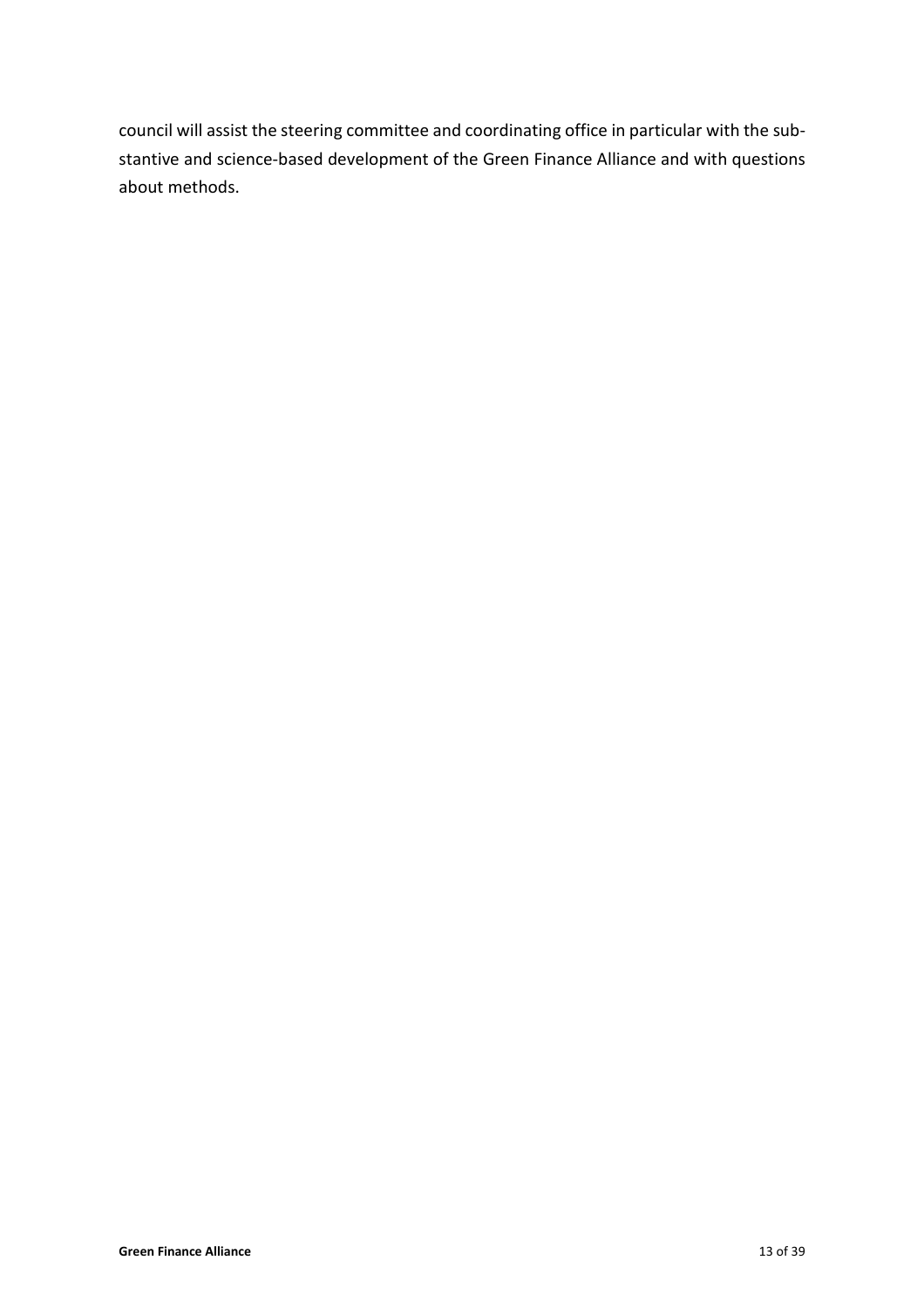council will assist the steering committee and coordinating office in particular with the sub-stantive and science-based development of the Green Finance Alliance and with questions about methods.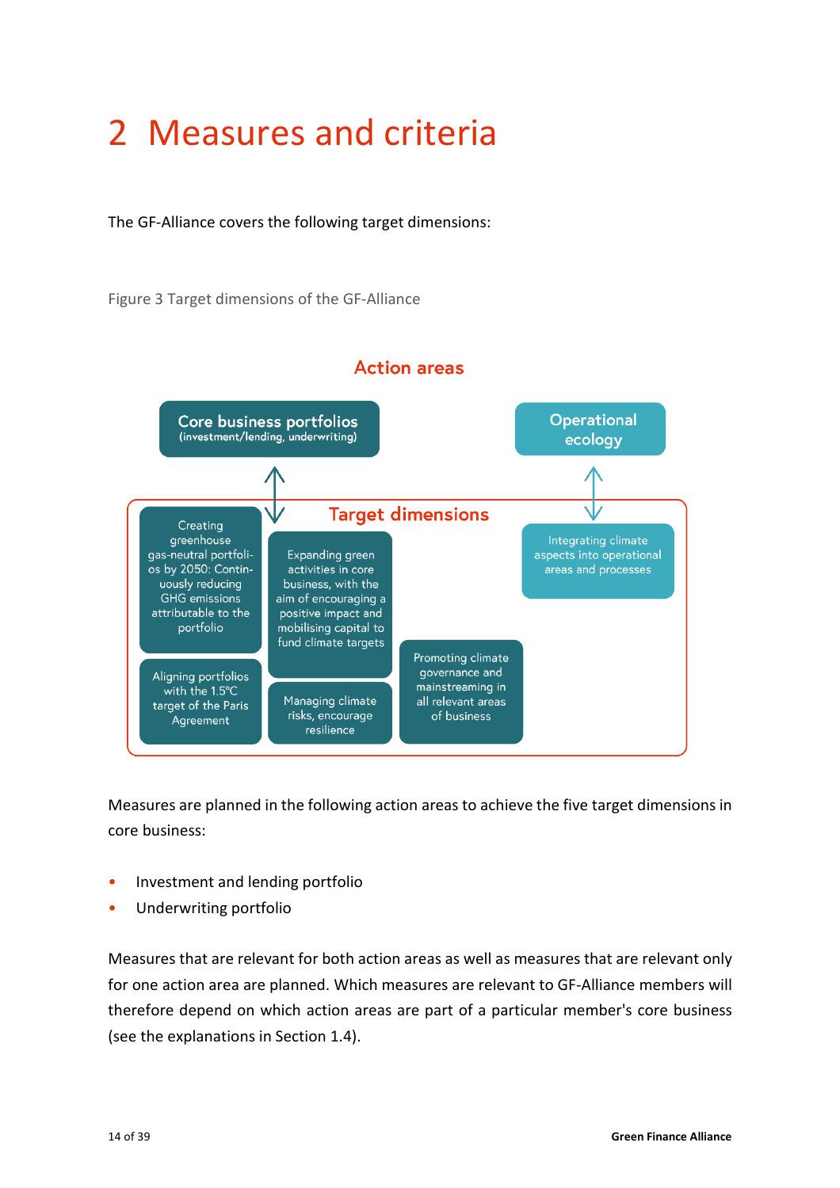# 2 Measures and criteria

The GF-Alliance covers the following target dimensions:

Figure 3 Target dimensions of the GF-Alliance

**Action areas**

- Core business portfolios (investment/lending, underwriting)
- Operational ecology

**Target dimensions**

- Creating greenhouse gas-neutral portfolios by 2050: Continuously reducing GHG emissions attributable to the portfolio
- Aligning portfolios with the 1.5°C target of the Paris Agreement
- Expanding green activities in core business, with the aim of encouraging a positive impact and mobilising capital to fund climate targets
- Managing climate risks, encourage resilience
- Promoting climate governance and mainstreaming in all relevant areas of business
- Integrating climate aspects into operational areas and processes

Measures are planned in the following action areas to achieve the five target dimensions in core business:

- Investment and lending portfolio
- Underwriting portfolio

Measures that are relevant for both action areas as well as measures that are relevant only for one action area are planned. Which measures are relevant to GF-Alliance members will therefore depend on which action areas are part of a particular member's core business (see the explanations in Section 1.4).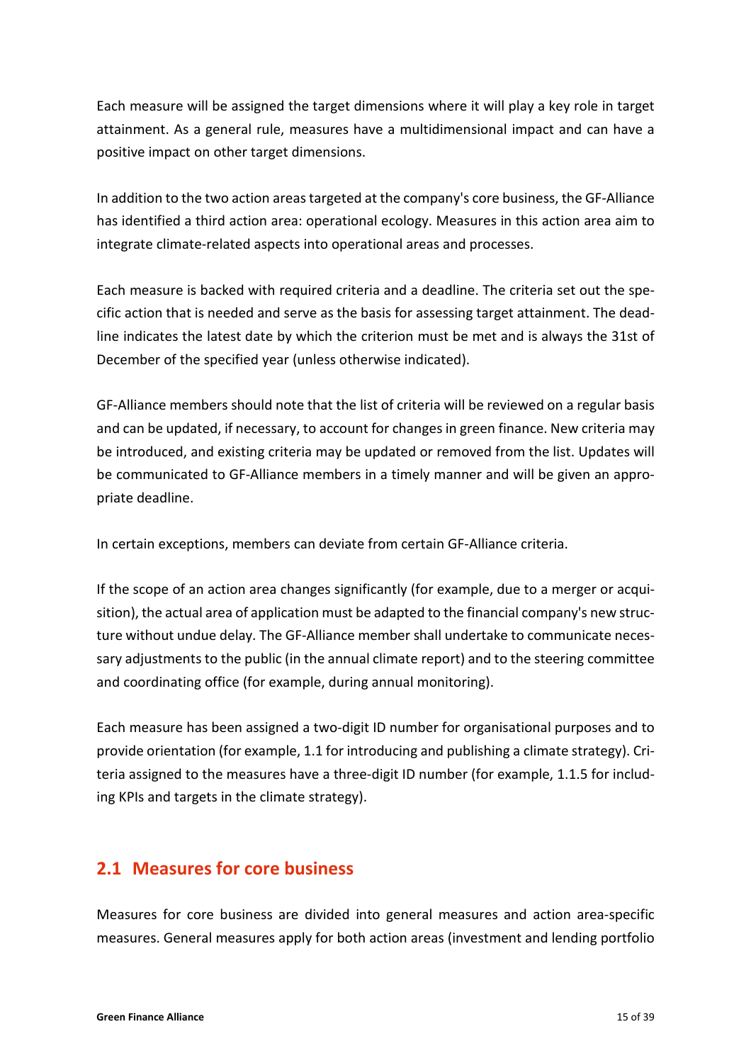Each measure will be assigned the target dimensions where it will play a key role in target attainment. As a general rule, measures have a multidimensional impact and can have a positive impact on other target dimensions.

In addition to the two action areas targeted at the company's core business, the GF-Alliance has identified a third action area: operational ecology. Measures in this action area aim to integrate climate-related aspects into operational areas and processes.

Each measure is backed with required criteria and a deadline. The criteria set out the specific action that is needed and serve as the basis for assessing target attainment. The deadline indicates the latest date by which the criterion must be met and is always the 31st of December of the specified year (unless otherwise indicated).

GF-Alliance members should note that the list of criteria will be reviewed on a regular basis and can be updated, if necessary, to account for changes in green finance. New criteria may be introduced, and existing criteria may be updated or removed from the list. Updates will be communicated to GF-Alliance members in a timely manner and will be given an appropriate deadline.

In certain exceptions, members can deviate from certain GF-Alliance criteria.

If the scope of an action area changes significantly (for example, due to a merger or acquisition), the actual area of application must be adapted to the financial company's new structure without undue delay. The GF-Alliance member shall undertake to communicate necessary adjustments to the public (in the annual climate report) and to the steering committee and coordinating office (for example, during annual monitoring).

Each measure has been assigned a two-digit ID number for organisational purposes and to provide orientation (for example, 1.1 for introducing and publishing a climate strategy). Criteria assigned to the measures have a three-digit ID number (for example, 1.1.5 for including KPIs and targets in the climate strategy).

## 2.1 Measures for core business

Measures for core business are divided into general measures and action area-specific measures. General measures apply for both action areas (investment and lending portfolio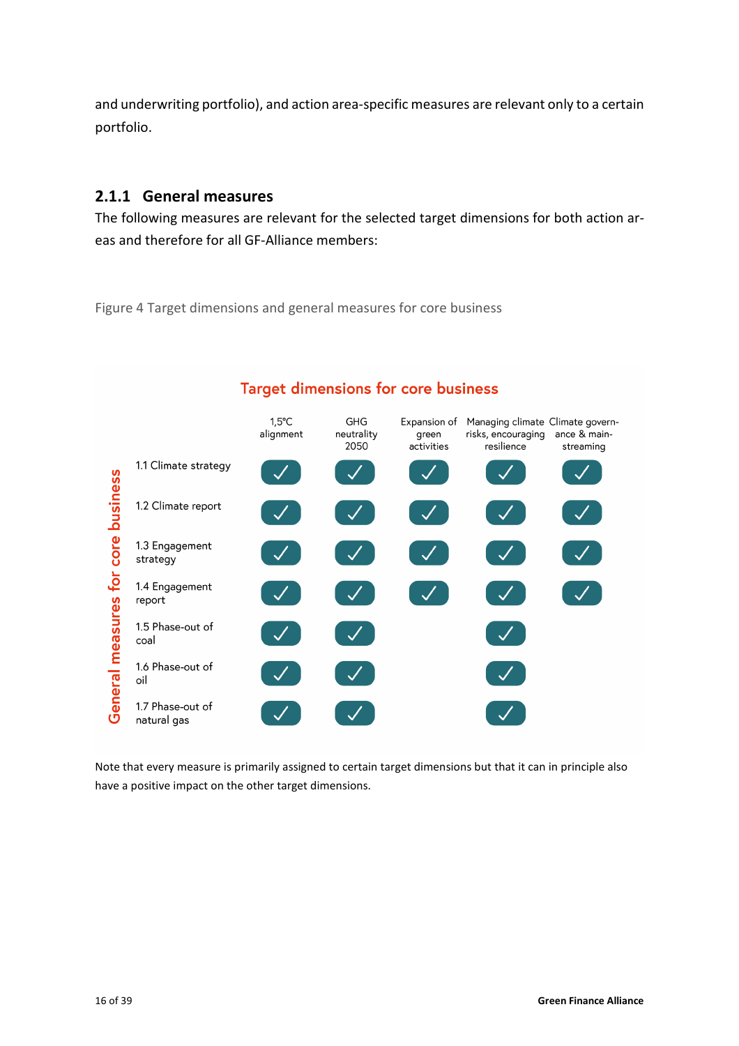and underwriting portfolio), and action area-specific measures are relevant only to a certain portfolio.

### 2.1.1 General measures

The following measures are relevant for the selected target dimensions for both action areas and therefore for all GF-Alliance members:

Figure 4 Target dimensions and general measures for core business

**Target dimensions for core business**

| General measures for core business | 1,5°C alignment | GHG neutrality 2050 | Expansion of green activities | Managing climate risks, encouraging resilience | Climate governance & mainstreaming |
|---|---|---|---|---|---|
| 1.1 Climate strategy | ✓ | ✓ | ✓ | ✓ | ✓ |
| 1.2 Climate report | ✓ | ✓ | ✓ | ✓ | ✓ |
| 1.3 Engagement strategy | ✓ | ✓ | ✓ | ✓ | ✓ |
| 1.4 Engagement report | ✓ | ✓ | ✓ | ✓ | ✓ |
| 1.5 Phase-out of coal | ✓ | ✓ | | ✓ | |
| 1.6 Phase-out of oil | ✓ | ✓ | | ✓ | |
| 1.7 Phase-out of natural gas | ✓ | ✓ | | ✓ | |

Note that every measure is primarily assigned to certain target dimensions but that it can in principle also have a positive impact on the other target dimensions.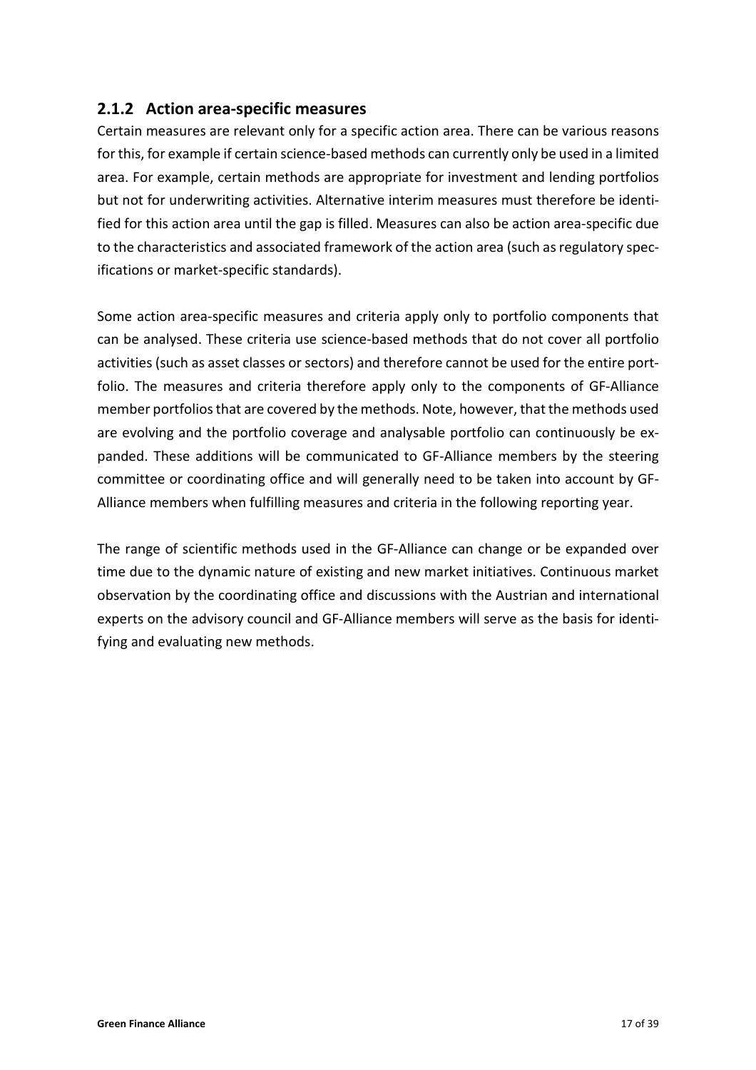### 2.1.2 Action area-specific measures

Certain measures are relevant only for a specific action area. There can be various reasons for this, for example if certain science-based methods can currently only be used in a limited area. For example, certain methods are appropriate for investment and lending portfolios but not for underwriting activities. Alternative interim measures must therefore be identified for this action area until the gap is filled. Measures can also be action area-specific due to the characteristics and associated framework of the action area (such as regulatory specifications or market-specific standards).

Some action area-specific measures and criteria apply only to portfolio components that can be analysed. These criteria use science-based methods that do not cover all portfolio activities (such as asset classes or sectors) and therefore cannot be used for the entire portfolio. The measures and criteria therefore apply only to the components of GF-Alliance member portfolios that are covered by the methods. Note, however, that the methods used are evolving and the portfolio coverage and analysable portfolio can continuously be expanded. These additions will be communicated to GF-Alliance members by the steering committee or coordinating office and will generally need to be taken into account by GF-Alliance members when fulfilling measures and criteria in the following reporting year.

The range of scientific methods used in the GF-Alliance can change or be expanded over time due to the dynamic nature of existing and new market initiatives. Continuous market observation by the coordinating office and discussions with the Austrian and international experts on the advisory council and GF-Alliance members will serve as the basis for identifying and evaluating new methods.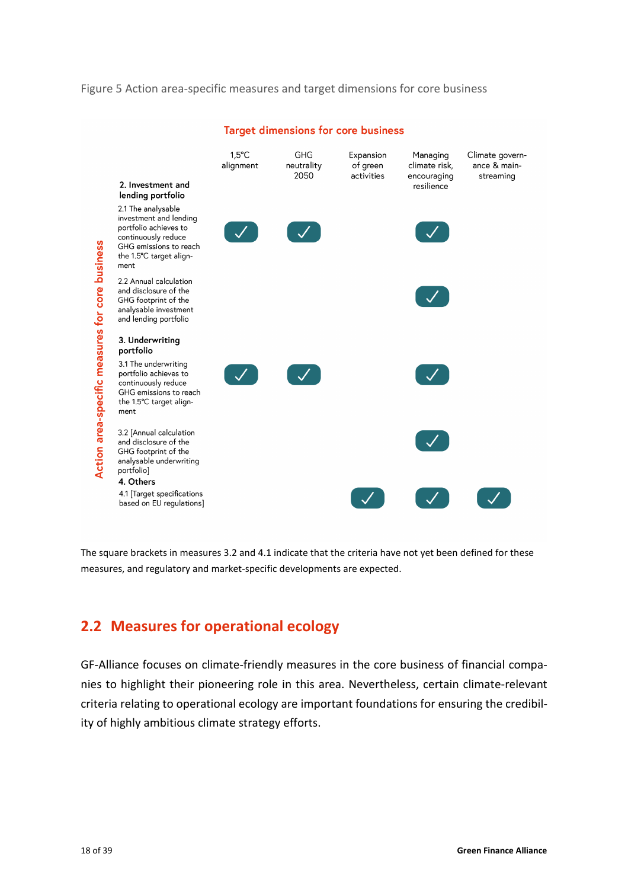Figure 5 Action area-specific measures and target dimensions for core business

| Action area-specific measures for core business | 1,5°C alignment | GHG neutrality 2050 | Expansion of green activities | Managing climate risk, encouraging resilience | Climate governance & mainstreaming |
|---|---|---|---|---|---|
| **2. Investment and lending portfolio** | | | | | |
| 2.1 The analysable investment and lending portfolio achieves to continuously reduce GHG emissions to reach the 1.5°C target alignment | ✓ | ✓ | | ✓ | |
| 2.2 Annual calculation and disclosure of the GHG footprint of the analysable investment and lending portfolio | | | | ✓ | |
| **3. Underwriting portfolio** | | | | | |
| 3.1 The underwriting portfolio achieves to continuously reduce GHG emissions to reach the 1.5°C target alignment | ✓ | ✓ | | ✓ | |
| 3.2 [Annual calculation and disclosure of the GHG footprint of the analysable underwriting portfolio] | | | | ✓ | |
| **4. Others** | | | | | |
| 4.1 [Target specifications based on EU regulations] | | | ✓ | ✓ | ✓ |

The square brackets in measures 3.2 and 4.1 indicate that the criteria have not yet been defined for these measures, and regulatory and market-specific developments are expected.

## 2.2 Measures for operational ecology

GF-Alliance focuses on climate-friendly measures in the core business of financial companies to highlight their pioneering role in this area. Nevertheless, certain climate-relevant criteria relating to operational ecology are important foundations for ensuring the credibility of highly ambitious climate strategy efforts.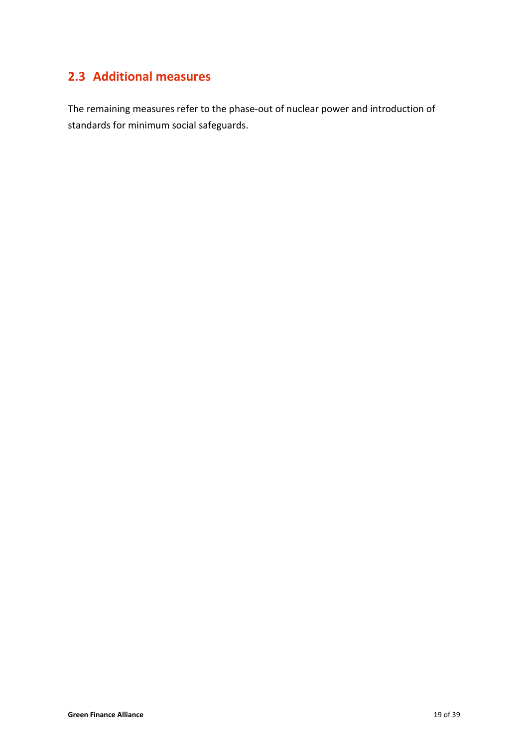## 2.3 Additional measures

The remaining measures refer to the phase-out of nuclear power and introduction of standards for minimum social safeguards.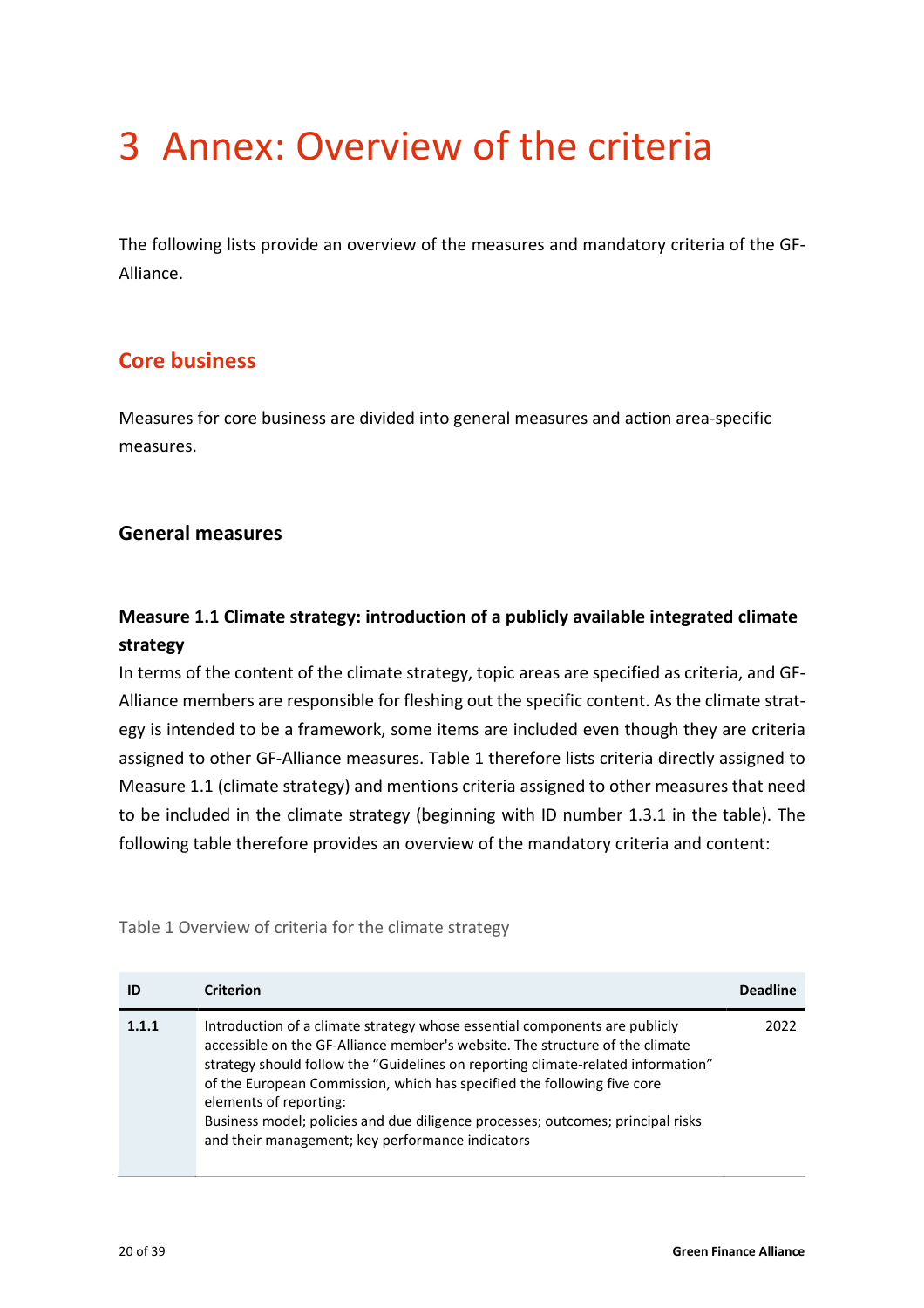# 3 Annex: Overview of the criteria

The following lists provide an overview of the measures and mandatory criteria of the GF-Alliance.

## Core business

Measures for core business are divided into general measures and action area-specific measures.

### General measures

#### Measure 1.1 Climate strategy: introduction of a publicly available integrated climate strategy

In terms of the content of the climate strategy, topic areas are specified as criteria, and GF-Alliance members are responsible for fleshing out the specific content. As the climate strategy is intended to be a framework, some items are included even though they are criteria assigned to other GF-Alliance measures. Table 1 therefore lists criteria directly assigned to Measure 1.1 (climate strategy) and mentions criteria assigned to other measures that need to be included in the climate strategy (beginning with ID number 1.3.1 in the table). The following table therefore provides an overview of the mandatory criteria and content:

Table 1 Overview of criteria for the climate strategy

| ID | Criterion | Deadline |
|---|---|---|
| **1.1.1** | Introduction of a climate strategy whose essential components are publicly accessible on the GF-Alliance member's website. The structure of the climate strategy should follow the "Guidelines on reporting climate-related information" of the European Commission, which has specified the following five core elements of reporting:<br>Business model; policies and due diligence processes; outcomes; principal risks and their management; key performance indicators | 2022 |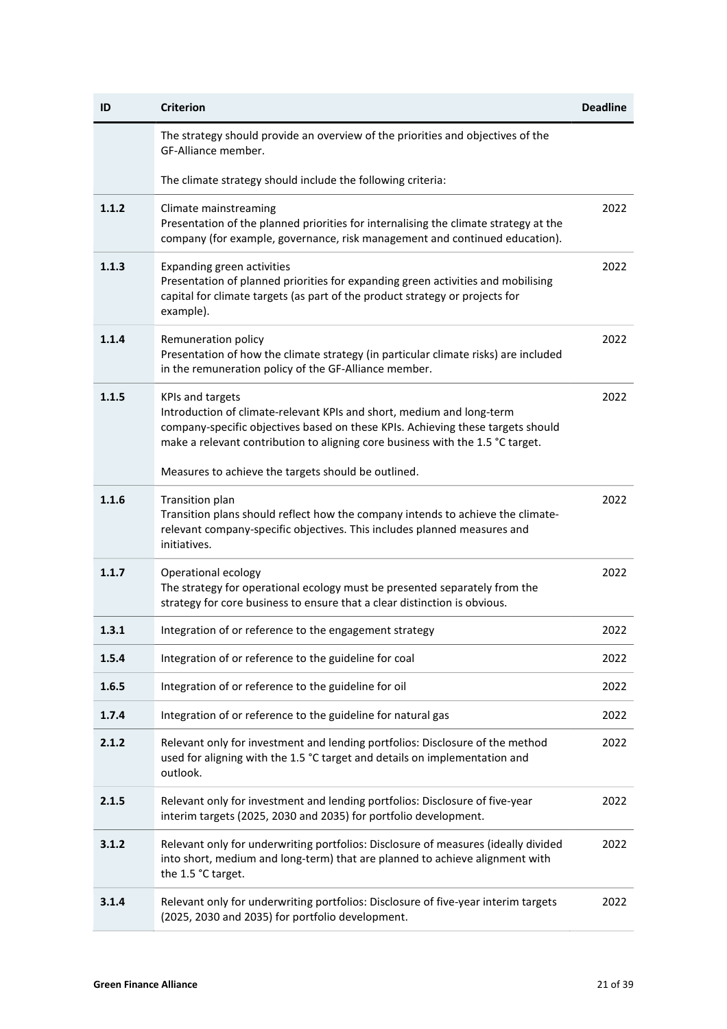| ID | Criterion | Deadline |
|---|---|---|
| | The strategy should provide an overview of the priorities and objectives of the GF-Alliance member.<br><br>The climate strategy should include the following criteria: | |
| **1.1.2** | Climate mainstreaming<br>Presentation of the planned priorities for internalising the climate strategy at the company (for example, governance, risk management and continued education). | 2022 |
| **1.1.3** | Expanding green activities<br>Presentation of planned priorities for expanding green activities and mobilising capital for climate targets (as part of the product strategy or projects for example). | 2022 |
| **1.1.4** | Remuneration policy<br>Presentation of how the climate strategy (in particular climate risks) are included in the remuneration policy of the GF-Alliance member. | 2022 |
| **1.1.5** | KPIs and targets<br>Introduction of climate-relevant KPIs and short, medium and long-term company-specific objectives based on these KPIs. Achieving these targets should make a relevant contribution to aligning core business with the 1.5 °C target.<br><br>Measures to achieve the targets should be outlined. | 2022 |
| **1.1.6** | Transition plan<br>Transition plans should reflect how the company intends to achieve the climate-relevant company-specific objectives. This includes planned measures and initiatives. | 2022 |
| **1.1.7** | Operational ecology<br>The strategy for operational ecology must be presented separately from the strategy for core business to ensure that a clear distinction is obvious. | 2022 |
| **1.3.1** | Integration of or reference to the engagement strategy | 2022 |
| **1.5.4** | Integration of or reference to the guideline for coal | 2022 |
| **1.6.5** | Integration of or reference to the guideline for oil | 2022 |
| **1.7.4** | Integration of or reference to the guideline for natural gas | 2022 |
| **2.1.2** | Relevant only for investment and lending portfolios: Disclosure of the method used for aligning with the 1.5 °C target and details on implementation and outlook. | 2022 |
| **2.1.5** | Relevant only for investment and lending portfolios: Disclosure of five-year interim targets (2025, 2030 and 2035) for portfolio development. | 2022 |
| **3.1.2** | Relevant only for underwriting portfolios: Disclosure of measures (ideally divided into short, medium and long-term) that are planned to achieve alignment with the 1.5 °C target. | 2022 |
| **3.1.4** | Relevant only for underwriting portfolios: Disclosure of five-year interim targets (2025, 2030 and 2035) for portfolio development. | 2022 |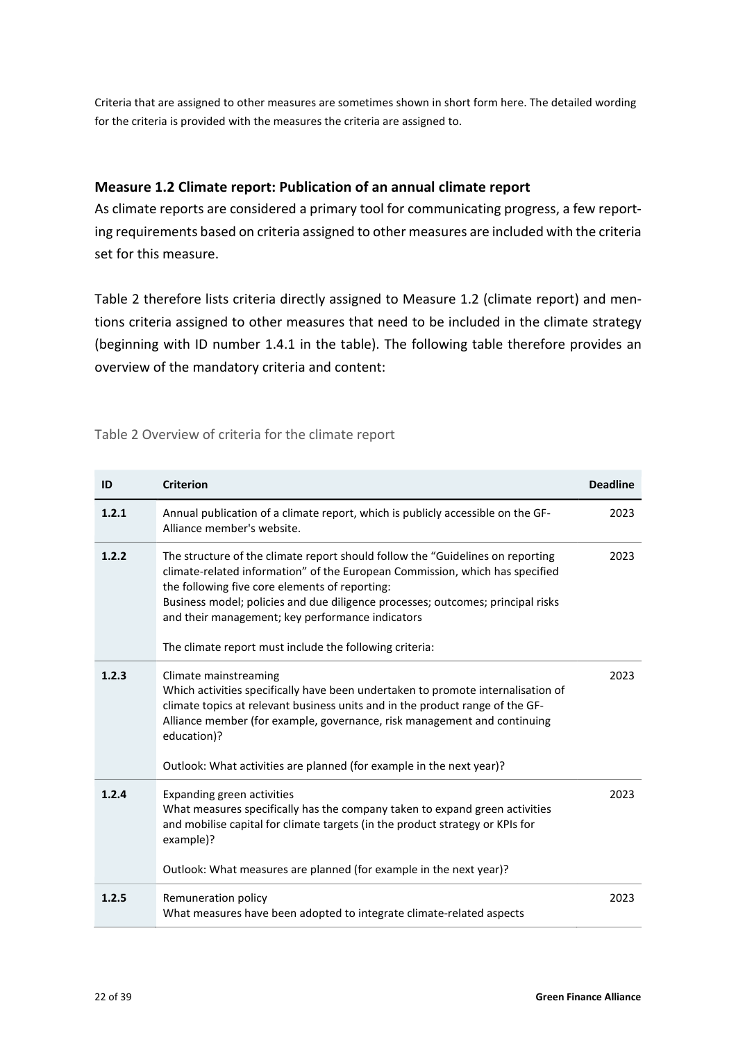Criteria that are assigned to other measures are sometimes shown in short form here. The detailed wording for the criteria is provided with the measures the criteria are assigned to.

### Measure 1.2 Climate report: Publication of an annual climate report

As climate reports are considered a primary tool for communicating progress, a few reporting requirements based on criteria assigned to other measures are included with the criteria set for this measure.

Table 2 therefore lists criteria directly assigned to Measure 1.2 (climate report) and mentions criteria assigned to other measures that need to be included in the climate strategy (beginning with ID number 1.4.1 in the table). The following table therefore provides an overview of the mandatory criteria and content:

Table 2 Overview of criteria for the climate report

| ID | Criterion | Deadline |
|---|---|---|
| **1.2.1** | Annual publication of a climate report, which is publicly accessible on the GF-Alliance member's website. | 2023 |
| **1.2.2** | The structure of the climate report should follow the "Guidelines on reporting climate-related information" of the European Commission, which has specified the following five core elements of reporting:<br>Business model; policies and due diligence processes; outcomes; principal risks and their management; key performance indicators<br><br>The climate report must include the following criteria: | 2023 |
| **1.2.3** | Climate mainstreaming<br>Which activities specifically have been undertaken to promote internalisation of climate topics at relevant business units and in the product range of the GF-Alliance member (for example, governance, risk management and continuing education)?<br><br>Outlook: What activities are planned (for example in the next year)? | 2023 |
| **1.2.4** | Expanding green activities<br>What measures specifically has the company taken to expand green activities and mobilise capital for climate targets (in the product strategy or KPIs for example)?<br><br>Outlook: What measures are planned (for example in the next year)? | 2023 |
| **1.2.5** | Remuneration policy<br>What measures have been adopted to integrate climate-related aspects | 2023 |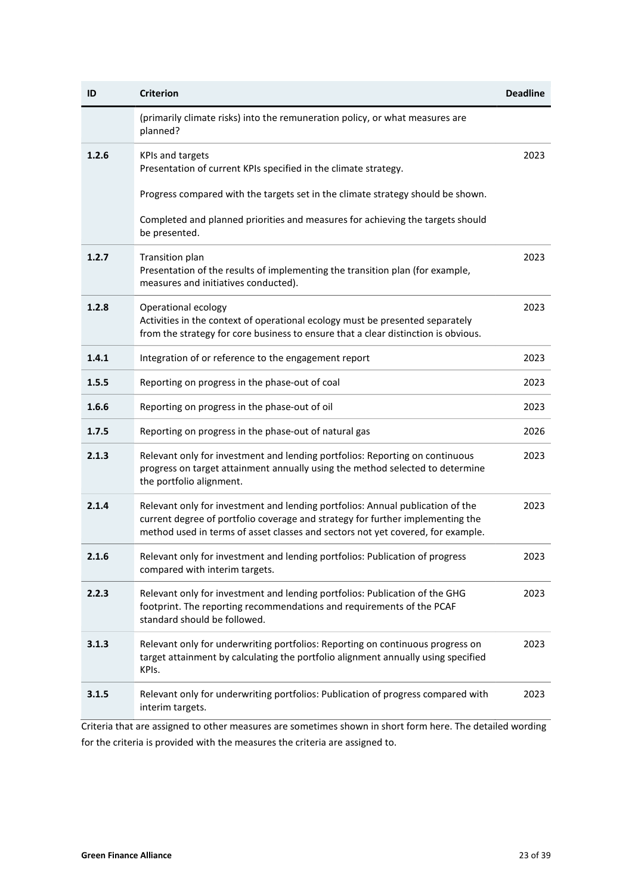| ID | Criterion | Deadline |
|---|---|---|
| | (primarily climate risks) into the remuneration policy, or what measures are planned? | |
| **1.2.6** | KPIs and targets<br>Presentation of current KPIs specified in the climate strategy.<br><br>Progress compared with the targets set in the climate strategy should be shown.<br><br>Completed and planned priorities and measures for achieving the targets should be presented. | 2023 |
| **1.2.7** | Transition plan<br>Presentation of the results of implementing the transition plan (for example, measures and initiatives conducted). | 2023 |
| **1.2.8** | Operational ecology<br>Activities in the context of operational ecology must be presented separately from the strategy for core business to ensure that a clear distinction is obvious. | 2023 |
| **1.4.1** | Integration of or reference to the engagement report | 2023 |
| **1.5.5** | Reporting on progress in the phase-out of coal | 2023 |
| **1.6.6** | Reporting on progress in the phase-out of oil | 2023 |
| **1.7.5** | Reporting on progress in the phase-out of natural gas | 2026 |
| **2.1.3** | Relevant only for investment and lending portfolios: Reporting on continuous progress on target attainment annually using the method selected to determine the portfolio alignment. | 2023 |
| **2.1.4** | Relevant only for investment and lending portfolios: Annual publication of the current degree of portfolio coverage and strategy for further implementing the method used in terms of asset classes and sectors not yet covered, for example. | 2023 |
| **2.1.6** | Relevant only for investment and lending portfolios: Publication of progress compared with interim targets. | 2023 |
| **2.2.3** | Relevant only for investment and lending portfolios: Publication of the GHG footprint. The reporting recommendations and requirements of the PCAF standard should be followed. | 2023 |
| **3.1.3** | Relevant only for underwriting portfolios: Reporting on continuous progress on target attainment by calculating the portfolio alignment annually using specified KPIs. | 2023 |
| **3.1.5** | Relevant only for underwriting portfolios: Publication of progress compared with interim targets. | 2023 |

Criteria that are assigned to other measures are sometimes shown in short form here. The detailed wording for the criteria is provided with the measures the criteria are assigned to.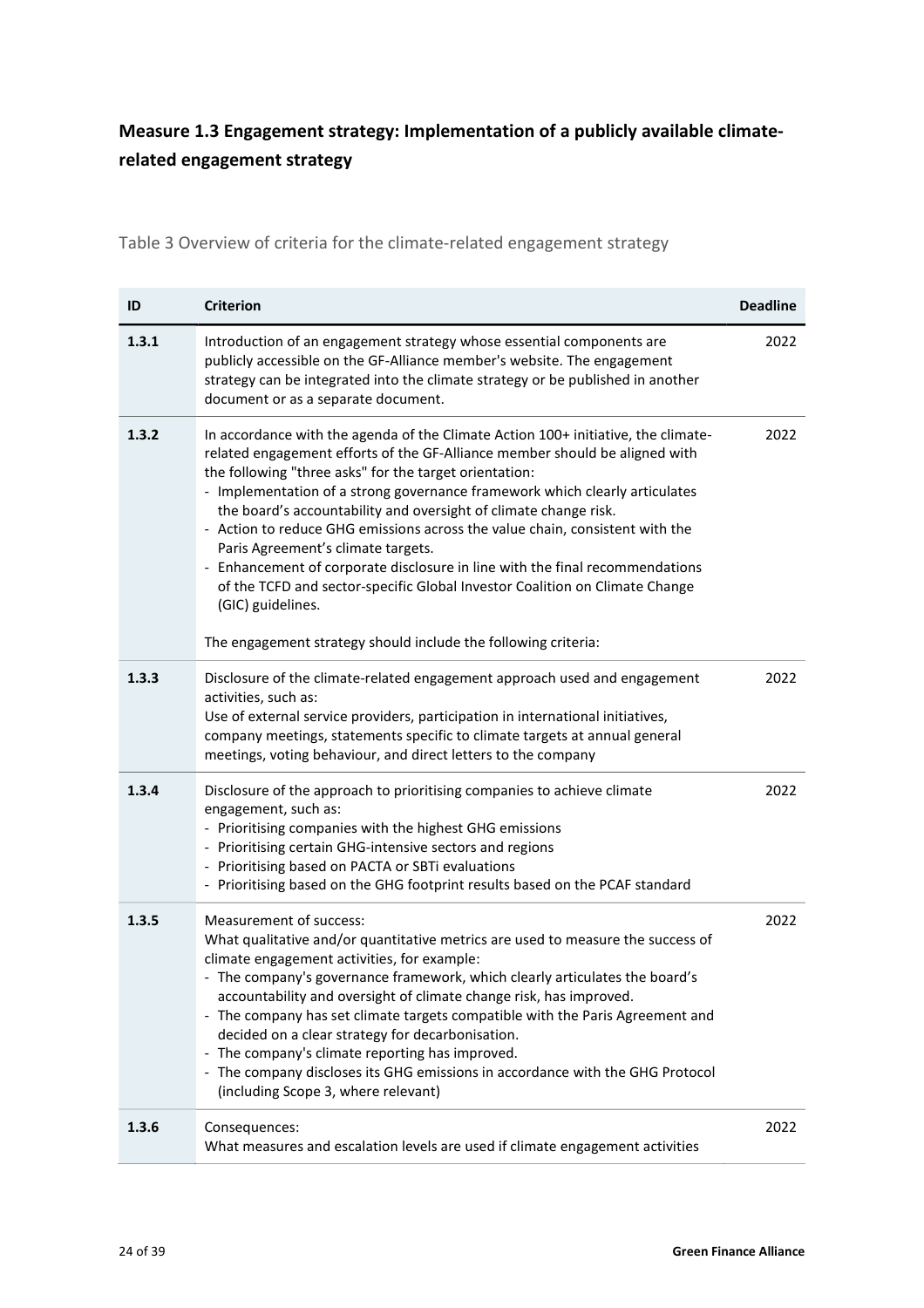## Measure 1.3 Engagement strategy: Implementation of a publicly available climate-related engagement strategy

Table 3 Overview of criteria for the climate-related engagement strategy

| ID | Criterion | Deadline |
|---|---|---|
| **1.3.1** | Introduction of an engagement strategy whose essential components are publicly accessible on the GF-Alliance member's website. The engagement strategy can be integrated into the climate strategy or be published in another document or as a separate document. | 2022 |
| **1.3.2** | In accordance with the agenda of the Climate Action 100+ initiative, the climate-related engagement efforts of the GF-Alliance member should be aligned with the following "three asks" for the target orientation:<br>- Implementation of a strong governance framework which clearly articulates the board's accountability and oversight of climate change risk.<br>- Action to reduce GHG emissions across the value chain, consistent with the Paris Agreement's climate targets.<br>- Enhancement of corporate disclosure in line with the final recommendations of the TCFD and sector-specific Global Investor Coalition on Climate Change (GIC) guidelines.<br><br>The engagement strategy should include the following criteria: | 2022 |
| **1.3.3** | Disclosure of the climate-related engagement approach used and engagement activities, such as:<br>Use of external service providers, participation in international initiatives, company meetings, statements specific to climate targets at annual general meetings, voting behaviour, and direct letters to the company | 2022 |
| **1.3.4** | Disclosure of the approach to prioritising companies to achieve climate engagement, such as:<br>- Prioritising companies with the highest GHG emissions<br>- Prioritising certain GHG-intensive sectors and regions<br>- Prioritising based on PACTA or SBTi evaluations<br>- Prioritising based on the GHG footprint results based on the PCAF standard | 2022 |
| **1.3.5** | Measurement of success:<br>What qualitative and/or quantitative metrics are used to measure the success of climate engagement activities, for example:<br>- The company's governance framework, which clearly articulates the board's accountability and oversight of climate change risk, has improved.<br>- The company has set climate targets compatible with the Paris Agreement and decided on a clear strategy for decarbonisation.<br>- The company's climate reporting has improved.<br>- The company discloses its GHG emissions in accordance with the GHG Protocol (including Scope 3, where relevant) | 2022 |
| **1.3.6** | Consequences:<br>What measures and escalation levels are used if climate engagement activities | 2022 |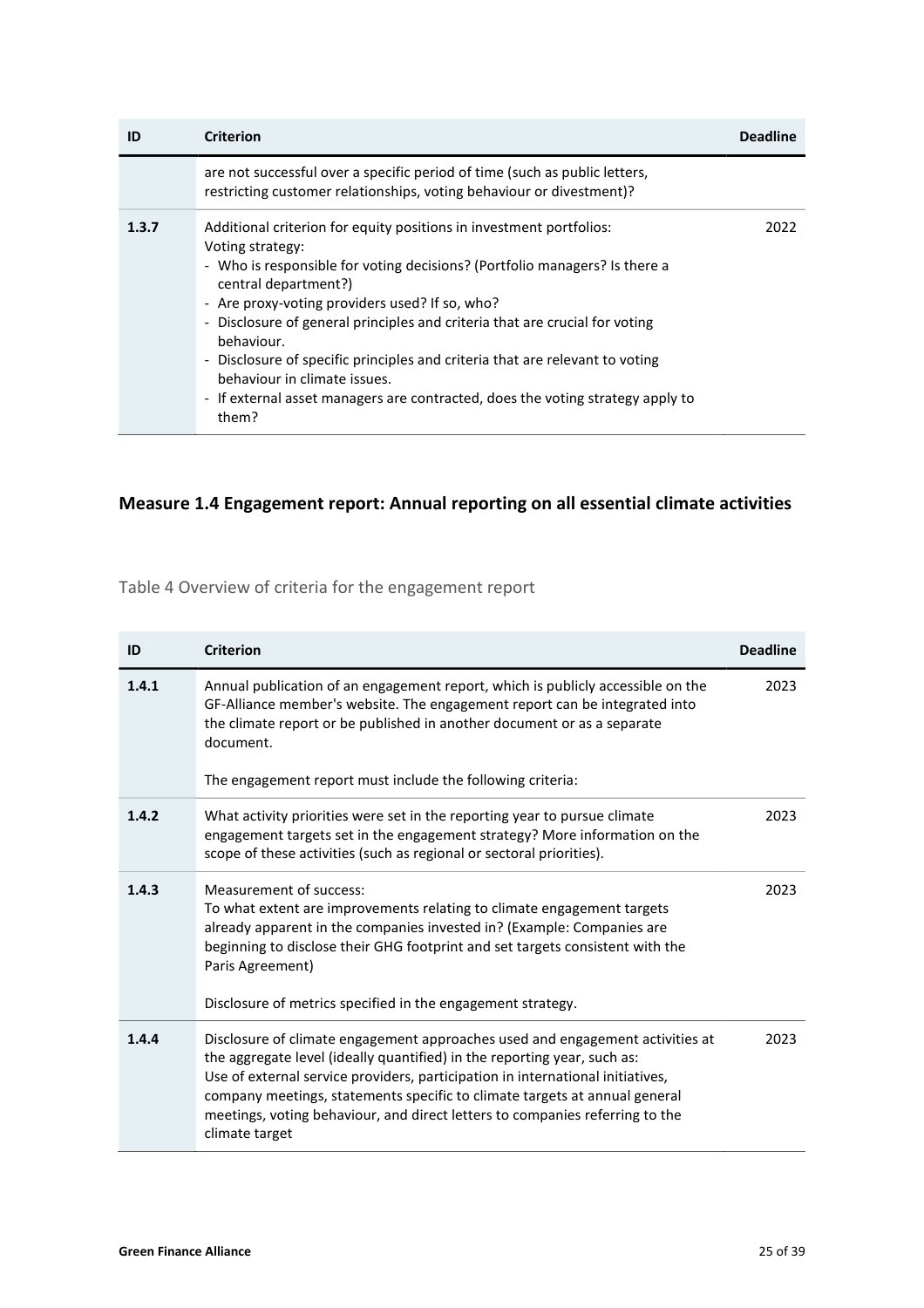| ID | Criterion | Deadline |
|---|---|---|
| | are not successful over a specific period of time (such as public letters, restricting customer relationships, voting behaviour or divestment)? | |
| 1.3.7 | Additional criterion for equity positions in investment portfolios:<br>Voting strategy:<br>- Who is responsible for voting decisions? (Portfolio managers? Is there a central department?)<br>- Are proxy-voting providers used? If so, who?<br>- Disclosure of general principles and criteria that are crucial for voting behaviour.<br>- Disclosure of specific principles and criteria that are relevant to voting behaviour in climate issues.<br>- If external asset managers are contracted, does the voting strategy apply to them? | 2022 |

## Measure 1.4 Engagement report: Annual reporting on all essential climate activities

Table 4 Overview of criteria for the engagement report

| ID | Criterion | Deadline |
|---|---|---|
| 1.4.1 | Annual publication of an engagement report, which is publicly accessible on the GF-Alliance member's website. The engagement report can be integrated into the climate report or be published in another document or as a separate document.<br><br>The engagement report must include the following criteria: | 2023 |
| 1.4.2 | What activity priorities were set in the reporting year to pursue climate engagement targets set in the engagement strategy? More information on the scope of these activities (such as regional or sectoral priorities). | 2023 |
| 1.4.3 | Measurement of success:<br>To what extent are improvements relating to climate engagement targets already apparent in the companies invested in? (Example: Companies are beginning to disclose their GHG footprint and set targets consistent with the Paris Agreement)<br><br>Disclosure of metrics specified in the engagement strategy. | 2023 |
| 1.4.4 | Disclosure of climate engagement approaches used and engagement activities at the aggregate level (ideally quantified) in the reporting year, such as:<br>Use of external service providers, participation in international initiatives, company meetings, statements specific to climate targets at annual general meetings, voting behaviour, and direct letters to companies referring to the climate target | 2023 |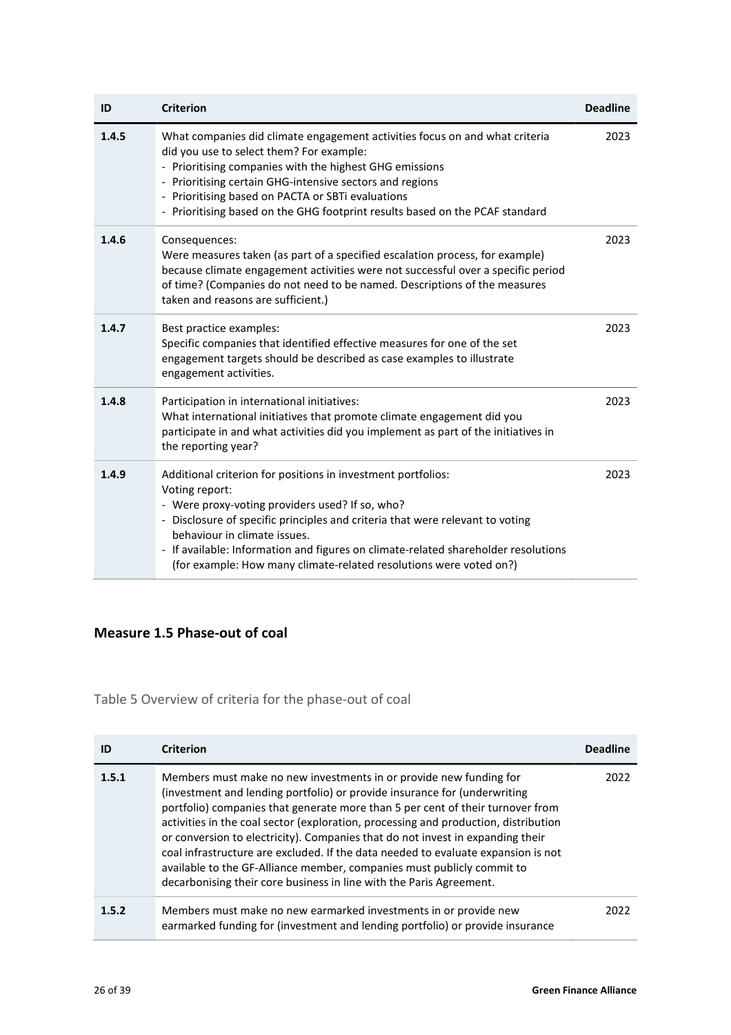| ID | Criterion | Deadline |
|---|---|---|
| **1.4.5** | What companies did climate engagement activities focus on and what criteria did you use to select them? For example:<br>- Prioritising companies with the highest GHG emissions<br>- Prioritising certain GHG-intensive sectors and regions<br>- Prioritising based on PACTA or SBTi evaluations<br>- Prioritising based on the GHG footprint results based on the PCAF standard | 2023 |
| **1.4.6** | Consequences:<br>Were measures taken (as part of a specified escalation process, for example) because climate engagement activities were not successful over a specific period of time? (Companies do not need to be named. Descriptions of the measures taken and reasons are sufficient.) | 2023 |
| **1.4.7** | Best practice examples:<br>Specific companies that identified effective measures for one of the set engagement targets should be described as case examples to illustrate engagement activities. | 2023 |
| **1.4.8** | Participation in international initiatives:<br>What international initiatives that promote climate engagement did you participate in and what activities did you implement as part of the initiatives in the reporting year? | 2023 |
| **1.4.9** | Additional criterion for positions in investment portfolios:<br>Voting report:<br>- Were proxy-voting providers used? If so, who?<br>- Disclosure of specific principles and criteria that were relevant to voting behaviour in climate issues.<br>- If available: Information and figures on climate-related shareholder resolutions (for example: How many climate-related resolutions were voted on?) | 2023 |

## Measure 1.5 Phase-out of coal

Table 5 Overview of criteria for the phase-out of coal

| ID | Criterion | Deadline |
|---|---|---|
| **1.5.1** | Members must make no new investments in or provide new funding for (investment and lending portfolio) or provide insurance for (underwriting portfolio) companies that generate more than 5 per cent of their turnover from activities in the coal sector (exploration, processing and production, distribution or conversion to electricity). Companies that do not invest in expanding their coal infrastructure are excluded. If the data needed to evaluate expansion is not available to the GF-Alliance member, companies must publicly commit to decarbonising their core business in line with the Paris Agreement. | 2022 |
| **1.5.2** | Members must make no new earmarked investments in or provide new earmarked funding for (investment and lending portfolio) or provide insurance | 2022 |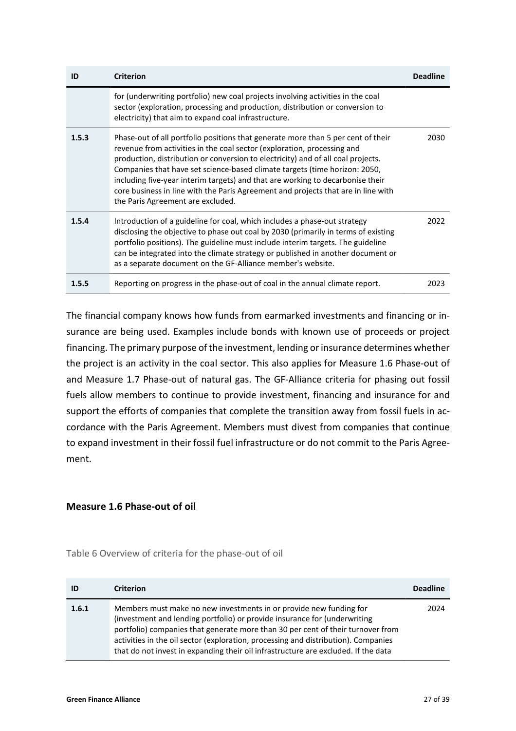| ID | Criterion | Deadline |
|---|---|---|
| | for (underwriting portfolio) new coal projects involving activities in the coal sector (exploration, processing and production, distribution or conversion to electricity) that aim to expand coal infrastructure. | |
| **1.5.3** | Phase-out of all portfolio positions that generate more than 5 per cent of their revenue from activities in the coal sector (exploration, processing and production, distribution or conversion to electricity) and of all coal projects. Companies that have set science-based climate targets (time horizon: 2050, including five-year interim targets) and that are working to decarbonise their core business in line with the Paris Agreement and projects that are in line with the Paris Agreement are excluded. | 2030 |
| **1.5.4** | Introduction of a guideline for coal, which includes a phase-out strategy disclosing the objective to phase out coal by 2030 (primarily in terms of existing portfolio positions). The guideline must include interim targets. The guideline can be integrated into the climate strategy or published in another document or as a separate document on the GF-Alliance member's website. | 2022 |
| **1.5.5** | Reporting on progress in the phase-out of coal in the annual climate report. | 2023 |

The financial company knows how funds from earmarked investments and financing or insurance are being used. Examples include bonds with known use of proceeds or project financing. The primary purpose of the investment, lending or insurance determines whether the project is an activity in the coal sector. This also applies for Measure 1.6 Phase-out of and Measure 1.7 Phase-out of natural gas. The GF-Alliance criteria for phasing out fossil fuels allow members to continue to provide investment, financing and insurance for and support the efforts of companies that complete the transition away from fossil fuels in accordance with the Paris Agreement. Members must divest from companies that continue to expand investment in their fossil fuel infrastructure or do not commit to the Paris Agreement.

### Measure 1.6 Phase-out of oil

Table 6 Overview of criteria for the phase-out of oil

| ID | Criterion | Deadline |
|---|---|---|
| **1.6.1** | Members must make no new investments in or provide new funding for (investment and lending portfolio) or provide insurance for (underwriting portfolio) companies that generate more than 30 per cent of their turnover from activities in the oil sector (exploration, processing and distribution). Companies that do not invest in expanding their oil infrastructure are excluded. If the data | 2024 |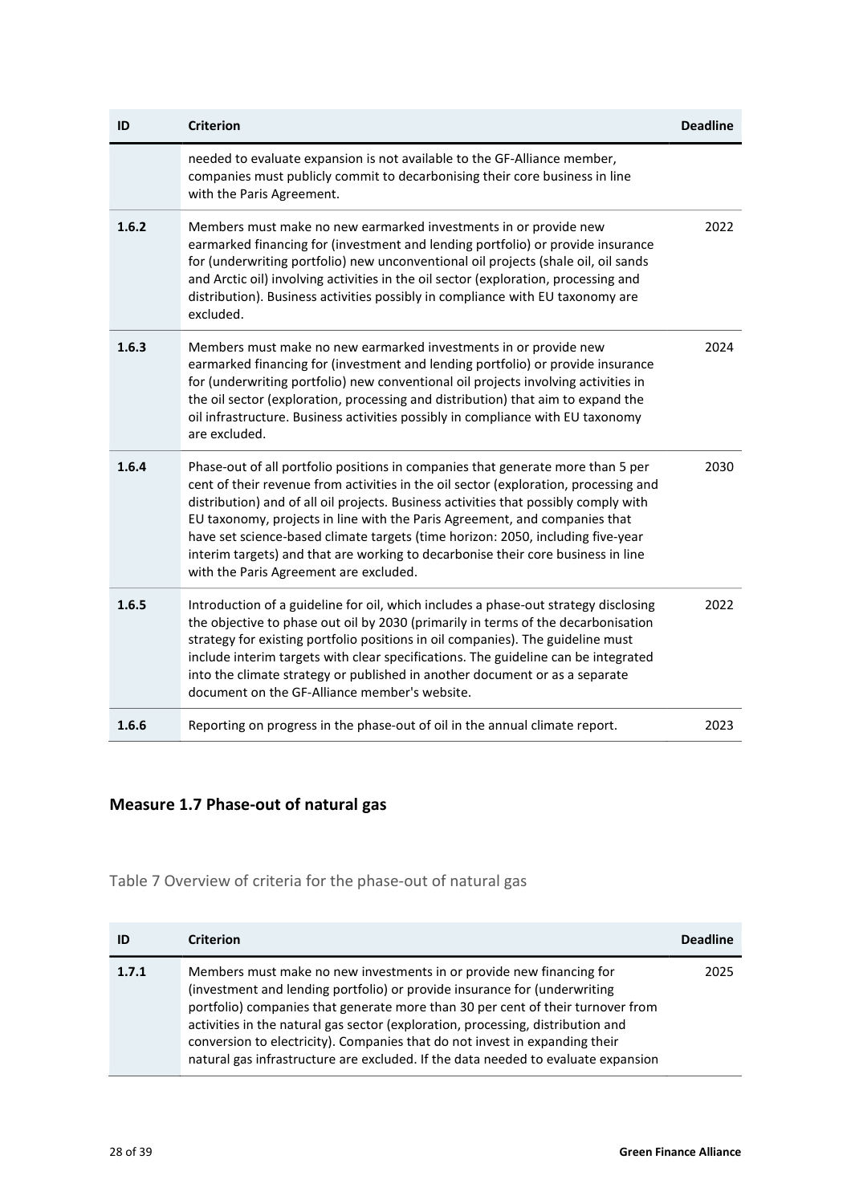| ID | Criterion | Deadline |
|---|---|---|
| | needed to evaluate expansion is not available to the GF-Alliance member, companies must publicly commit to decarbonising their core business in line with the Paris Agreement. | |
| **1.6.2** | Members must make no new earmarked investments in or provide new earmarked financing for (investment and lending portfolio) or provide insurance for (underwriting portfolio) new unconventional oil projects (shale oil, oil sands and Arctic oil) involving activities in the oil sector (exploration, processing and distribution). Business activities possibly in compliance with EU taxonomy are excluded. | 2022 |
| **1.6.3** | Members must make no new earmarked investments in or provide new earmarked financing for (investment and lending portfolio) or provide insurance for (underwriting portfolio) new conventional oil projects involving activities in the oil sector (exploration, processing and distribution) that aim to expand the oil infrastructure. Business activities possibly in compliance with EU taxonomy are excluded. | 2024 |
| **1.6.4** | Phase-out of all portfolio positions in companies that generate more than 5 per cent of their revenue from activities in the oil sector (exploration, processing and distribution) and of all oil projects. Business activities that possibly comply with EU taxonomy, projects in line with the Paris Agreement, and companies that have set science-based climate targets (time horizon: 2050, including five-year interim targets) and that are working to decarbonise their core business in line with the Paris Agreement are excluded. | 2030 |
| **1.6.5** | Introduction of a guideline for oil, which includes a phase-out strategy disclosing the objective to phase out oil by 2030 (primarily in terms of the decarbonisation strategy for existing portfolio positions in oil companies). The guideline must include interim targets with clear specifications. The guideline can be integrated into the climate strategy or published in another document or as a separate document on the GF-Alliance member's website. | 2022 |
| **1.6.6** | Reporting on progress in the phase-out of oil in the annual climate report. | 2023 |

## Measure 1.7 Phase-out of natural gas

Table 7 Overview of criteria for the phase-out of natural gas

| ID | Criterion | Deadline |
|---|---|---|
| **1.7.1** | Members must make no new investments in or provide new financing for (investment and lending portfolio) or provide insurance for (underwriting portfolio) companies that generate more than 30 per cent of their turnover from activities in the natural gas sector (exploration, processing, distribution and conversion to electricity). Companies that do not invest in expanding their natural gas infrastructure are excluded. If the data needed to evaluate expansion | 2025 |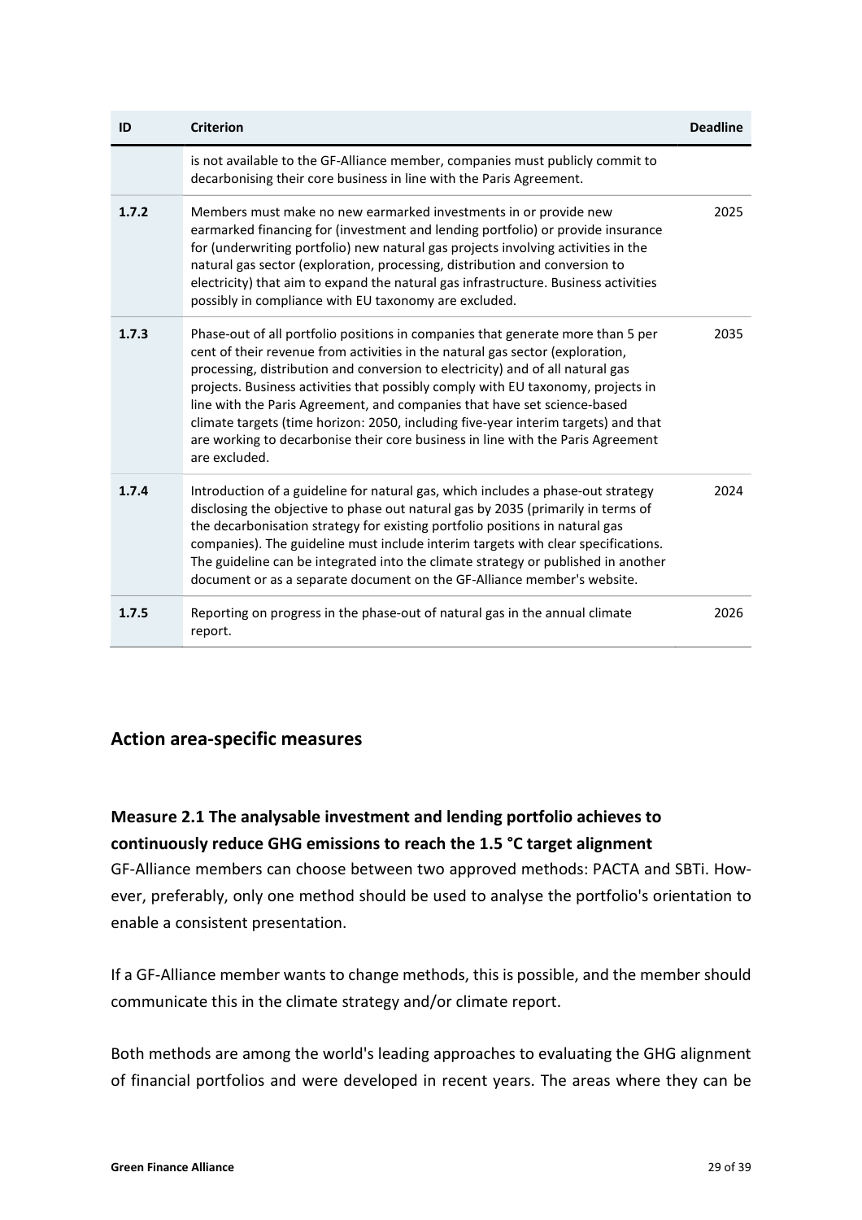| ID | Criterion | Deadline |
|---|---|---|
| | is not available to the GF-Alliance member, companies must publicly commit to decarbonising their core business in line with the Paris Agreement. | |
| **1.7.2** | Members must make no new earmarked investments in or provide new earmarked financing for (investment and lending portfolio) or provide insurance for (underwriting portfolio) new natural gas projects involving activities in the natural gas sector (exploration, processing, distribution and conversion to electricity) that aim to expand the natural gas infrastructure. Business activities possibly in compliance with EU taxonomy are excluded. | 2025 |
| **1.7.3** | Phase-out of all portfolio positions in companies that generate more than 5 per cent of their revenue from activities in the natural gas sector (exploration, processing, distribution and conversion to electricity) and of all natural gas projects. Business activities that possibly comply with EU taxonomy, projects in line with the Paris Agreement, and companies that have set science-based climate targets (time horizon: 2050, including five-year interim targets) and that are working to decarbonise their core business in line with the Paris Agreement are excluded. | 2035 |
| **1.7.4** | Introduction of a guideline for natural gas, which includes a phase-out strategy disclosing the objective to phase out natural gas by 2035 (primarily in terms of the decarbonisation strategy for existing portfolio positions in natural gas companies). The guideline must include interim targets with clear specifications. The guideline can be integrated into the climate strategy or published in another document or as a separate document on the GF-Alliance member's website. | 2024 |
| **1.7.5** | Reporting on progress in the phase-out of natural gas in the annual climate report. | 2026 |

## Action area-specific measures

### Measure 2.1 The analysable investment and lending portfolio achieves to continuously reduce GHG emissions to reach the 1.5 °C target alignment

GF-Alliance members can choose between two approved methods: PACTA and SBTi. However, preferably, only one method should be used to analyse the portfolio's orientation to enable a consistent presentation.

If a GF-Alliance member wants to change methods, this is possible, and the member should communicate this in the climate strategy and/or climate report.

Both methods are among the world's leading approaches to evaluating the GHG alignment of financial portfolios and were developed in recent years. The areas where they can be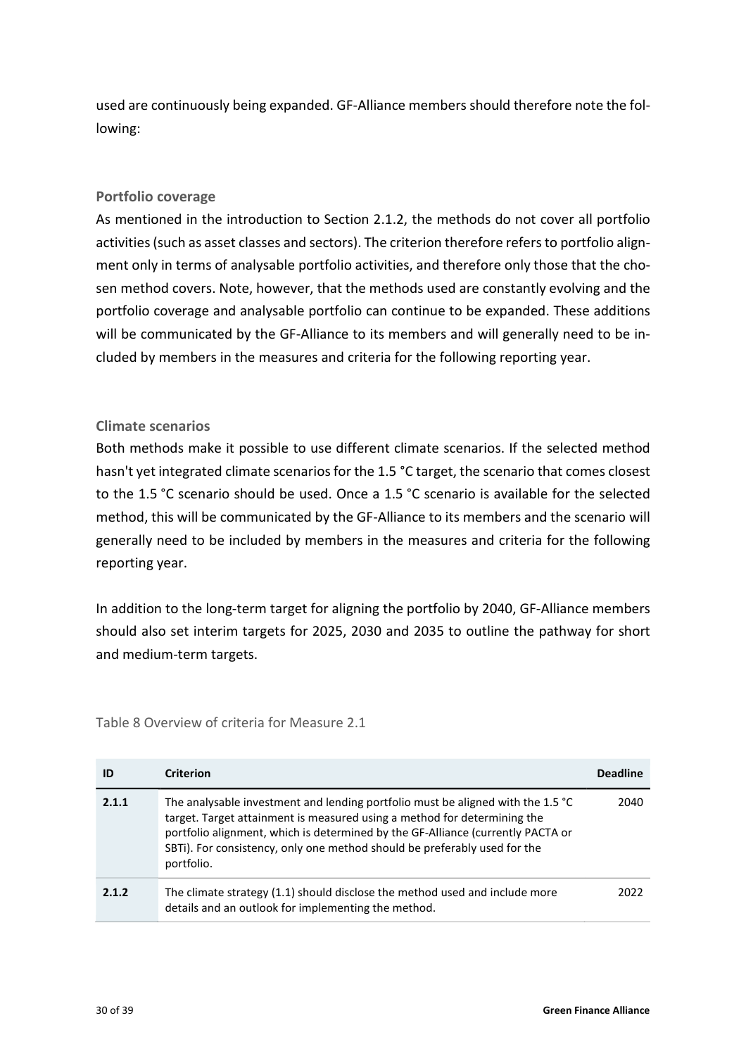used are continuously being expanded. GF-Alliance members should therefore note the following:

### Portfolio coverage

As mentioned in the introduction to Section 2.1.2, the methods do not cover all portfolio activities (such as asset classes and sectors). The criterion therefore refers to portfolio alignment only in terms of analysable portfolio activities, and therefore only those that the chosen method covers. Note, however, that the methods used are constantly evolving and the portfolio coverage and analysable portfolio can continue to be expanded. These additions will be communicated by the GF-Alliance to its members and will generally need to be included by members in the measures and criteria for the following reporting year.

### Climate scenarios

Both methods make it possible to use different climate scenarios. If the selected method hasn't yet integrated climate scenarios for the 1.5 °C target, the scenario that comes closest to the 1.5 °C scenario should be used. Once a 1.5 °C scenario is available for the selected method, this will be communicated by the GF-Alliance to its members and the scenario will generally need to be included by members in the measures and criteria for the following reporting year.

In addition to the long-term target for aligning the portfolio by 2040, GF-Alliance members should also set interim targets for 2025, 2030 and 2035 to outline the pathway for short and medium-term targets.

Table 8 Overview of criteria for Measure 2.1

| ID | Criterion | Deadline |
|---|---|---|
| **2.1.1** | The analysable investment and lending portfolio must be aligned with the 1.5 °C target. Target attainment is measured using a method for determining the portfolio alignment, which is determined by the GF-Alliance (currently PACTA or SBTi). For consistency, only one method should be preferably used for the portfolio. | 2040 |
| **2.1.2** | The climate strategy (1.1) should disclose the method used and include more details and an outlook for implementing the method. | 2022 |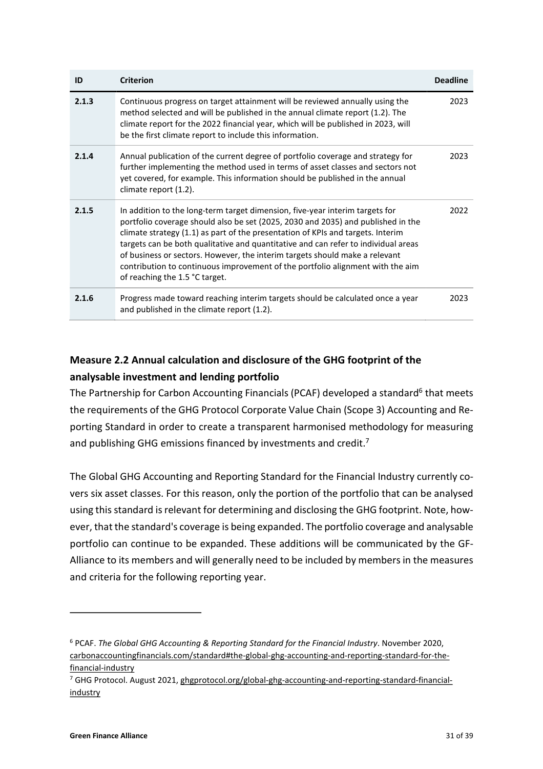| ID | Criterion | Deadline |
|---|---|---|
| **2.1.3** | Continuous progress on target attainment will be reviewed annually using the method selected and will be published in the annual climate report (1.2). The climate report for the 2022 financial year, which will be published in 2023, will be the first climate report to include this information. | 2023 |
| **2.1.4** | Annual publication of the current degree of portfolio coverage and strategy for further implementing the method used in terms of asset classes and sectors not yet covered, for example. This information should be published in the annual climate report (1.2). | 2023 |
| **2.1.5** | In addition to the long-term target dimension, five-year interim targets for portfolio coverage should also be set (2025, 2030 and 2035) and published in the climate strategy (1.1) as part of the presentation of KPIs and targets. Interim targets can be both qualitative and quantitative and can refer to individual areas of business or sectors. However, the interim targets should make a relevant contribution to continuous improvement of the portfolio alignment with the aim of reaching the 1.5 °C target. | 2022 |
| **2.1.6** | Progress made toward reaching interim targets should be calculated once a year and published in the climate report (1.2). | 2023 |

## Measure 2.2 Annual calculation and disclosure of the GHG footprint of the analysable investment and lending portfolio

The Partnership for Carbon Accounting Financials (PCAF) developed a standard[6] that meets the requirements of the GHG Protocol Corporate Value Chain (Scope 3) Accounting and Reporting Standard in order to create a transparent harmonised methodology for measuring and publishing GHG emissions financed by investments and credit.[7]

The Global GHG Accounting and Reporting Standard for the Financial Industry currently covers six asset classes. For this reason, only the portion of the portfolio that can be analysed using this standard is relevant for determining and disclosing the GHG footprint. Note, however, that the standard's coverage is being expanded. The portfolio coverage and analysable portfolio can continue to be expanded. These additions will be communicated by the GF-Alliance to its members and will generally need to be included by members in the measures and criteria for the following reporting year.

---

[6] PCAF. *The Global GHG Accounting & Reporting Standard for the Financial Industry*. November 2020, carbonaccountingfinancials.com/standard#the-global-ghg-accounting-and-reporting-standard-for-the-financial-industry

[7] GHG Protocol. August 2021, ghgprotocol.org/global-ghg-accounting-and-reporting-standard-financial-industry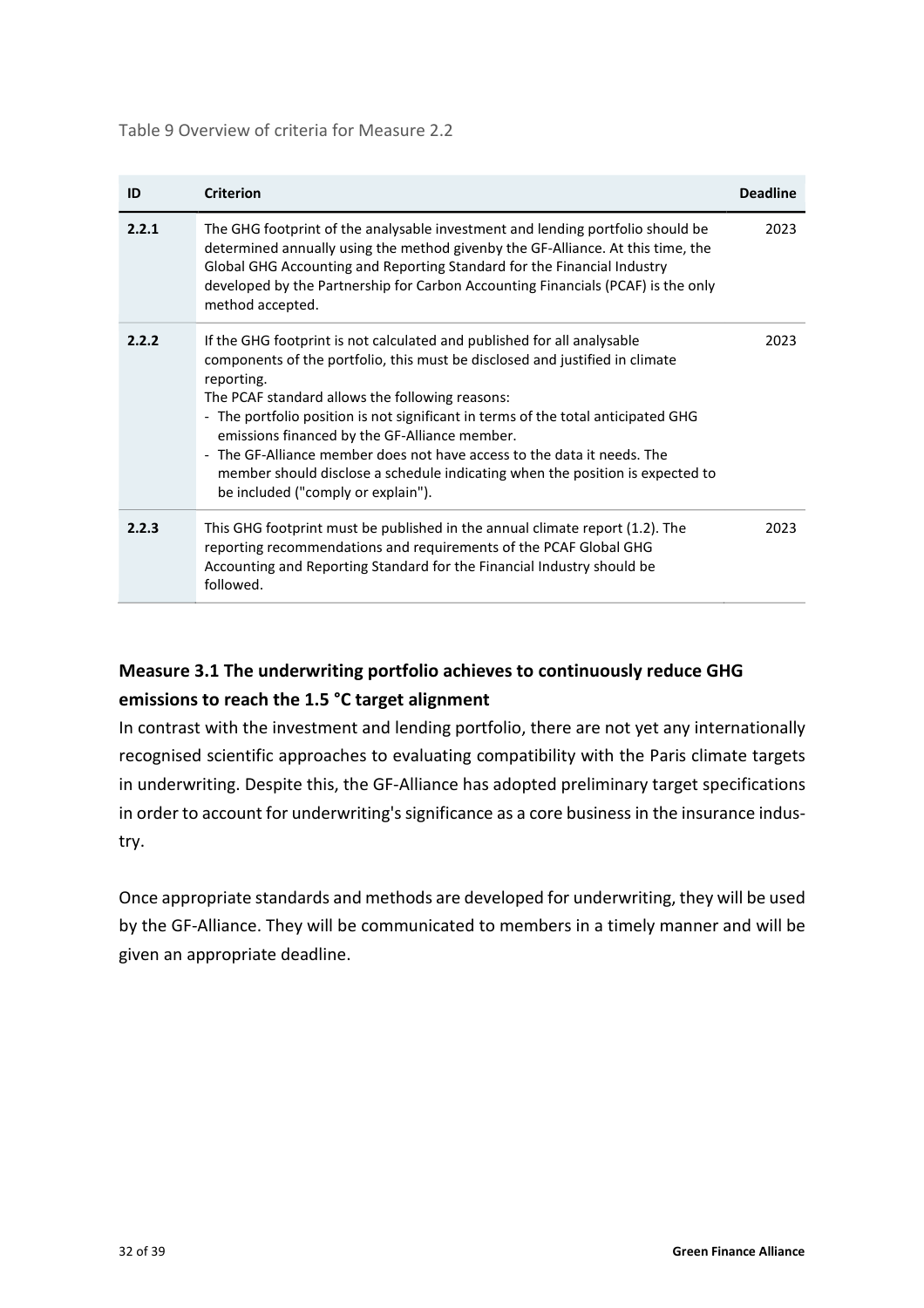Table 9 Overview of criteria for Measure 2.2

| ID | Criterion | Deadline |
|---|---|---|
| **2.2.1** | The GHG footprint of the analysable investment and lending portfolio should be determined annually using the method givenby the GF-Alliance. At this time, the Global GHG Accounting and Reporting Standard for the Financial Industry developed by the Partnership for Carbon Accounting Financials (PCAF) is the only method accepted. | 2023 |
| **2.2.2** | If the GHG footprint is not calculated and published for all analysable components of the portfolio, this must be disclosed and justified in climate reporting.<br>The PCAF standard allows the following reasons:<br>- The portfolio position is not significant in terms of the total anticipated GHG emissions financed by the GF-Alliance member.<br>- The GF-Alliance member does not have access to the data it needs. The member should disclose a schedule indicating when the position is expected to be included ("comply or explain"). | 2023 |
| **2.2.3** | This GHG footprint must be published in the annual climate report (1.2). The reporting recommendations and requirements of the PCAF Global GHG Accounting and Reporting Standard for the Financial Industry should be followed. | 2023 |

## Measure 3.1 The underwriting portfolio achieves to continuously reduce GHG emissions to reach the 1.5 °C target alignment

In contrast with the investment and lending portfolio, there are not yet any internationally recognised scientific approaches to evaluating compatibility with the Paris climate targets in underwriting. Despite this, the GF-Alliance has adopted preliminary target specifications in order to account for underwriting's significance as a core business in the insurance industry.

Once appropriate standards and methods are developed for underwriting, they will be used by the GF-Alliance. They will be communicated to members in a timely manner and will be given an appropriate deadline.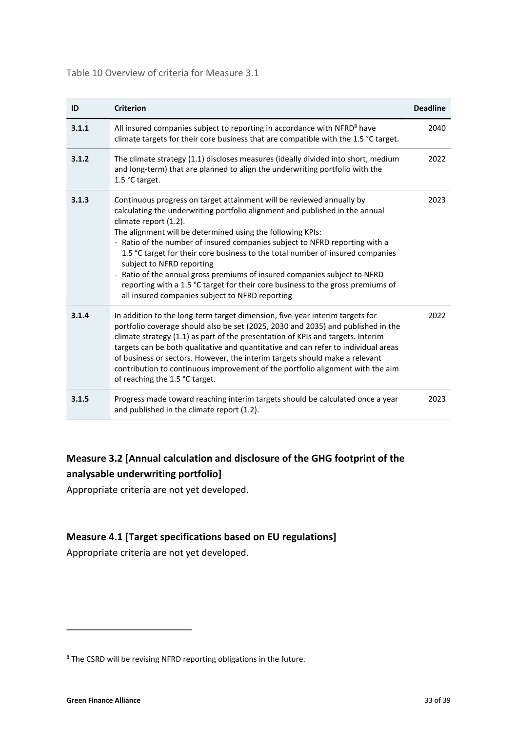Table 10 Overview of criteria for Measure 3.1

| ID | Criterion | Deadline |
|---|---|---|
| **3.1.1** | All insured companies subject to reporting in accordance with NFRD[8] have climate targets for their core business that are compatible with the 1.5 °C target. | 2040 |
| **3.1.2** | The climate strategy (1.1) discloses measures (ideally divided into short, medium and long-term) that are planned to align the underwriting portfolio with the 1.5 °C target. | 2022 |
| **3.1.3** | Continuous progress on target attainment will be reviewed annually by calculating the underwriting portfolio alignment and published in the annual climate report (1.2).<br>The alignment will be determined using the following KPIs:<br>- Ratio of the number of insured companies subject to NFRD reporting with a 1.5 °C target for their core business to the total number of insured companies subject to NFRD reporting<br>- Ratio of the annual gross premiums of insured companies subject to NFRD reporting with a 1.5 °C target for their core business to the gross premiums of all insured companies subject to NFRD reporting | 2023 |
| **3.1.4** | In addition to the long-term target dimension, five-year interim targets for portfolio coverage should also be set (2025, 2030 and 2035) and published in the climate strategy (1.1) as part of the presentation of KPIs and targets. Interim targets can be both qualitative and quantitative and can refer to individual areas of business or sectors. However, the interim targets should make a relevant contribution to continuous improvement of the portfolio alignment with the aim of reaching the 1.5 °C target. | 2022 |
| **3.1.5** | Progress made toward reaching interim targets should be calculated once a year and published in the climate report (1.2). | 2023 |

## Measure 3.2 [Annual calculation and disclosure of the GHG footprint of the analysable underwriting portfolio]

Appropriate criteria are not yet developed.

## Measure 4.1 [Target specifications based on EU regulations]

Appropriate criteria are not yet developed.

[8] The CSRD will be revising NFRD reporting obligations in the future.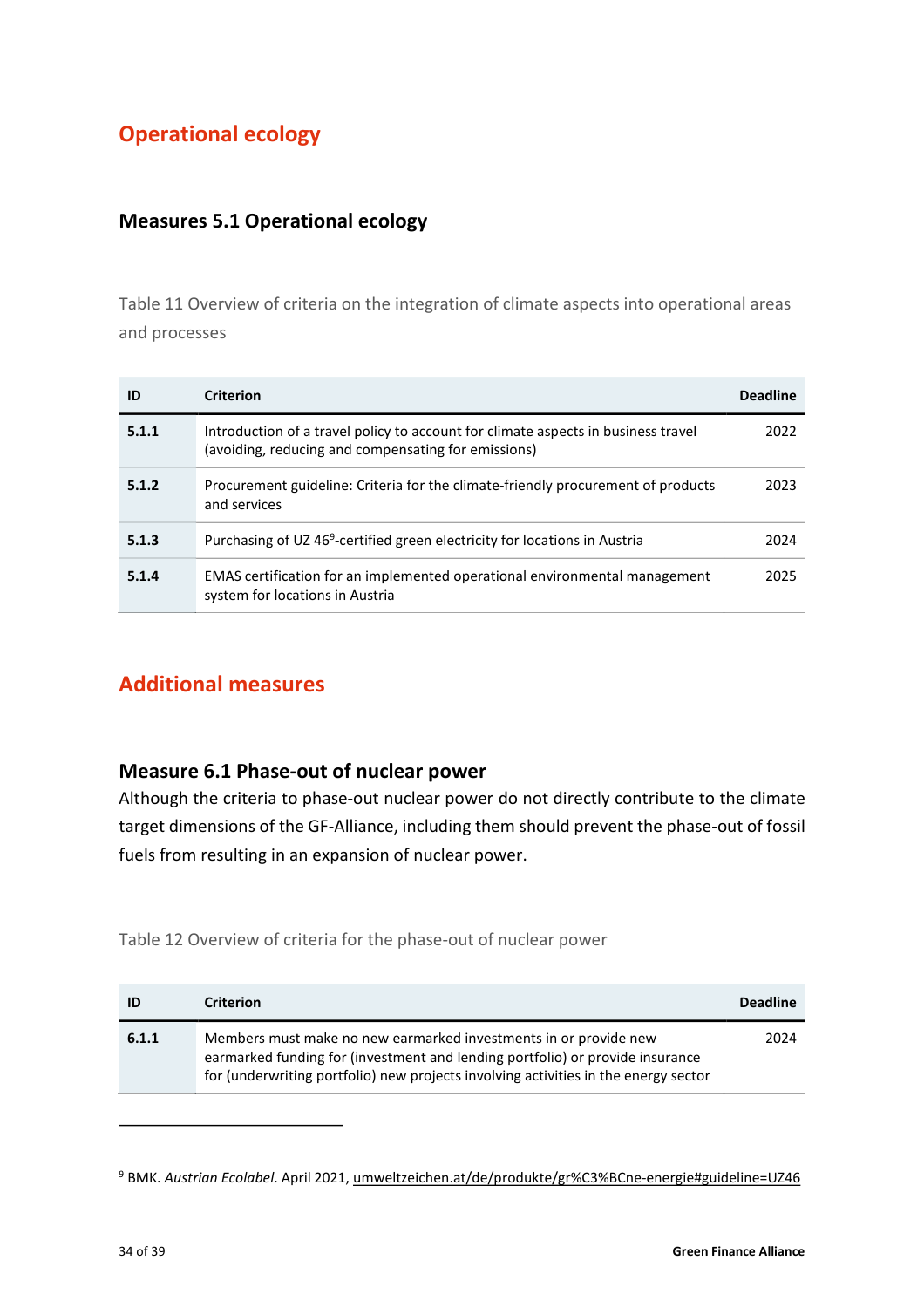## Operational ecology

### Measures 5.1 Operational ecology

Table 11 Overview of criteria on the integration of climate aspects into operational areas and processes

| ID | Criterion | Deadline |
|---|---|---|
| **5.1.1** | Introduction of a travel policy to account for climate aspects in business travel (avoiding, reducing and compensating for emissions) | 2022 |
| **5.1.2** | Procurement guideline: Criteria for the climate-friendly procurement of products and services | 2023 |
| **5.1.3** | Purchasing of UZ 46[9]-certified green electricity for locations in Austria | 2024 |
| **5.1.4** | EMAS certification for an implemented operational environmental management system for locations in Austria | 2025 |

## Additional measures

### Measure 6.1 Phase-out of nuclear power

Although the criteria to phase-out nuclear power do not directly contribute to the climate target dimensions of the GF-Alliance, including them should prevent the phase-out of fossil fuels from resulting in an expansion of nuclear power.

Table 12 Overview of criteria for the phase-out of nuclear power

| ID | Criterion | Deadline |
|---|---|---|
| **6.1.1** | Members must make no new earmarked investments in or provide new earmarked funding for (investment and lending portfolio) or provide insurance for (underwriting portfolio) new projects involving activities in the energy sector | 2024 |

---

[9] BMK. *Austrian Ecolabel*. April 2021, umweltzeichen.at/de/produkte/gr%C3%BCne-energie#guideline=UZ46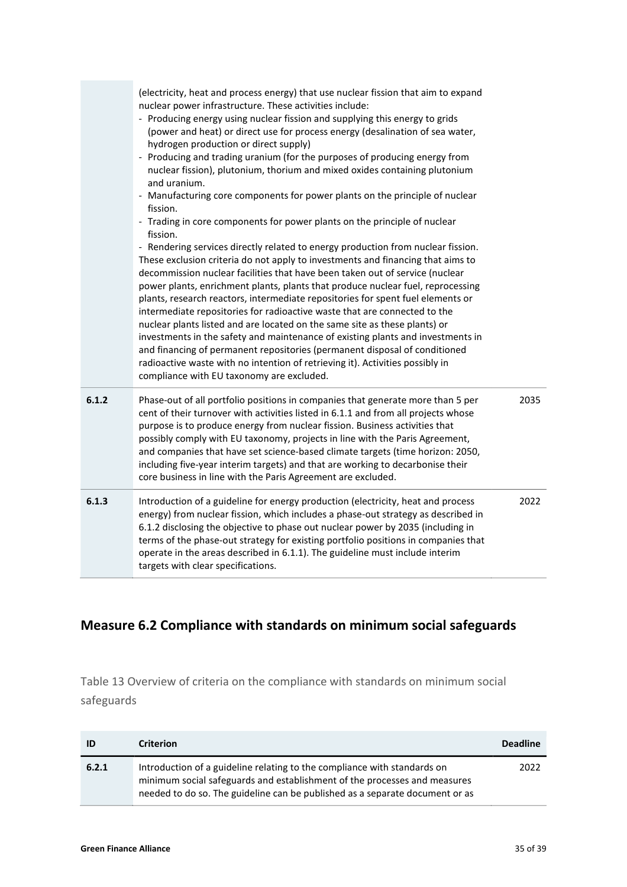| | | |
|---|---|---|
| | (electricity, heat and process energy) that use nuclear fission that aim to expand nuclear power infrastructure. These activities include:<br>- Producing energy using nuclear fission and supplying this energy to grids (power and heat) or direct use for process energy (desalination of sea water, hydrogen production or direct supply)<br>- Producing and trading uranium (for the purposes of producing energy from nuclear fission), plutonium, thorium and mixed oxides containing plutonium and uranium.<br>- Manufacturing core components for power plants on the principle of nuclear fission.<br>- Trading in core components for power plants on the principle of nuclear fission.<br>- Rendering services directly related to energy production from nuclear fission.<br>These exclusion criteria do not apply to investments and financing that aims to decommission nuclear facilities that have been taken out of service (nuclear power plants, enrichment plants, plants that produce nuclear fuel, reprocessing plants, research reactors, intermediate repositories for spent fuel elements or intermediate repositories for radioactive waste that are connected to the nuclear plants listed and are located on the same site as these plants) or investments in the safety and maintenance of existing plants and investments in and financing of permanent repositories (permanent disposal of conditioned radioactive waste with no intention of retrieving it). Activities possibly in compliance with EU taxonomy are excluded. | |
| **6.1.2** | Phase-out of all portfolio positions in companies that generate more than 5 per cent of their turnover with activities listed in 6.1.1 and from all projects whose purpose is to produce energy from nuclear fission. Business activities that possibly comply with EU taxonomy, projects in line with the Paris Agreement, and companies that have set science-based climate targets (time horizon: 2050, including five-year interim targets) and that are working to decarbonise their core business in line with the Paris Agreement are excluded. | 2035 |
| **6.1.3** | Introduction of a guideline for energy production (electricity, heat and process energy) from nuclear fission, which includes a phase-out strategy as described in 6.1.2 disclosing the objective to phase out nuclear power by 2035 (including in terms of the phase-out strategy for existing portfolio positions in companies that operate in the areas described in 6.1.1). The guideline must include interim targets with clear specifications. | 2022 |

## Measure 6.2 Compliance with standards on minimum social safeguards

Table 13 Overview of criteria on the compliance with standards on minimum social safeguards

| ID | Criterion | Deadline |
|---|---|---|
| **6.2.1** | Introduction of a guideline relating to the compliance with standards on minimum social safeguards and establishment of the processes and measures needed to do so. The guideline can be published as a separate document or as | 2022 |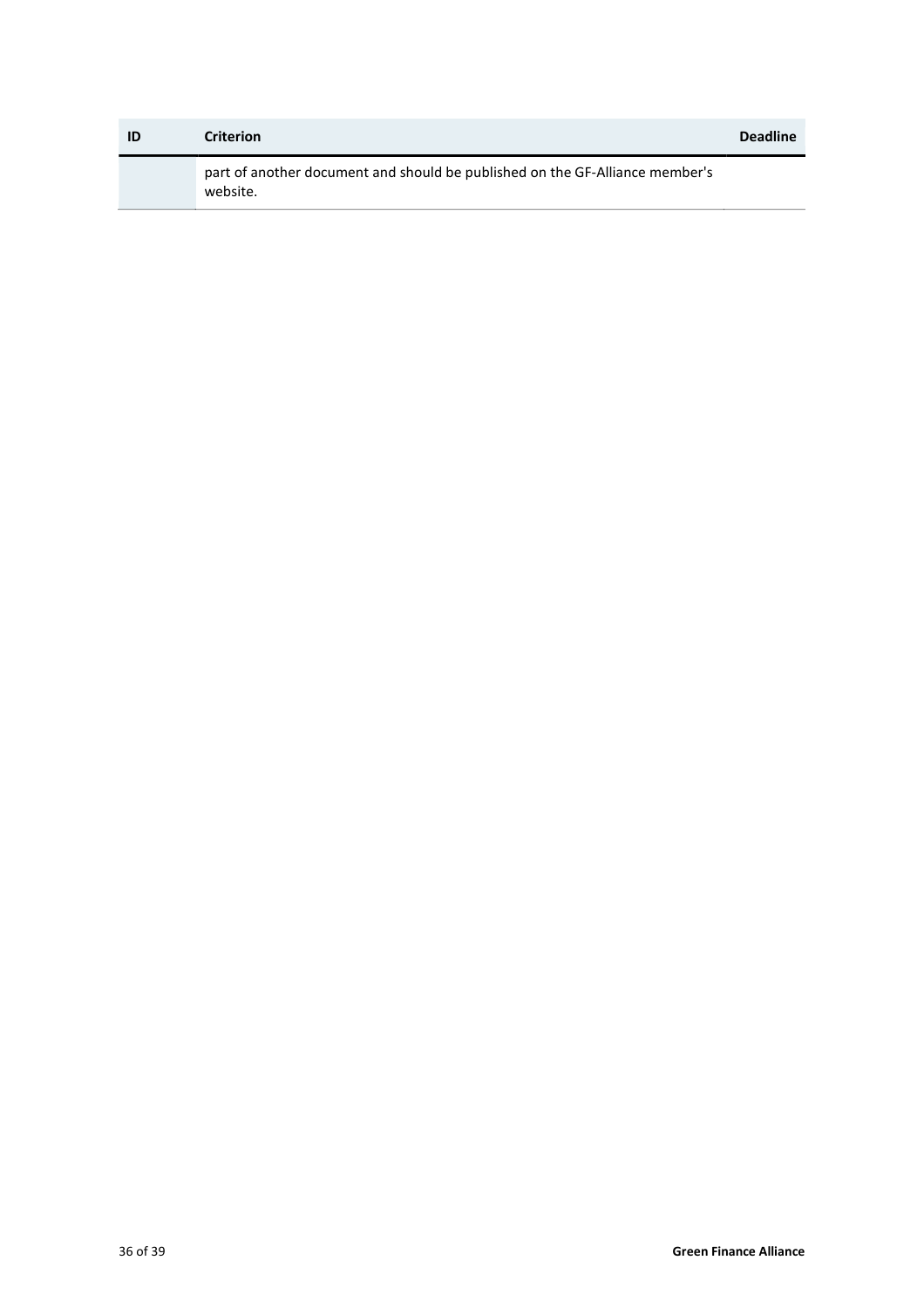| ID | Criterion | Deadline |
| --- | --- | --- |
| | part of another document and should be published on the GF-Alliance member's website. | |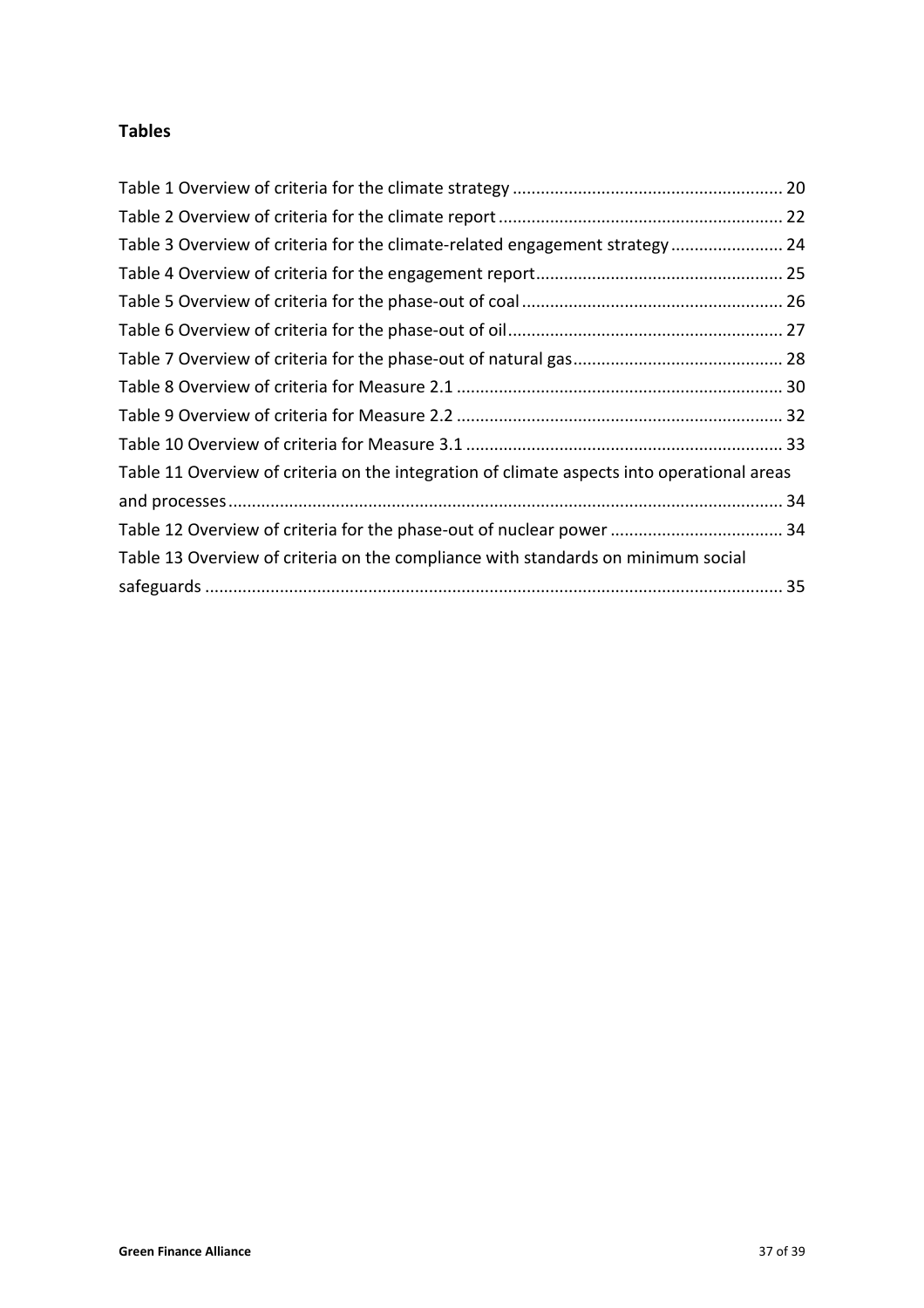## Tables

Table 1 Overview of criteria for the climate strategy ........................................................ 20

Table 2 Overview of criteria for the climate report ............................................................ 22

Table 3 Overview of criteria for the climate-related engagement strategy ........................ 24

Table 4 Overview of criteria for the engagement report.................................................... 25

Table 5 Overview of criteria for the phase-out of coal ........................................................ 26

Table 6 Overview of criteria for the phase-out of oil........................................................... 27

Table 7 Overview of criteria for the phase-out of natural gas............................................. 28

Table 8 Overview of criteria for Measure 2.1 ..................................................................... 30

Table 9 Overview of criteria for Measure 2.2 ..................................................................... 32

Table 10 Overview of criteria for Measure 3.1 ................................................................... 33

Table 11 Overview of criteria on the integration of climate aspects into operational areas and processes....................................................................................................................... 34

Table 12 Overview of criteria for the phase-out of nuclear power ..................................... 34

Table 13 Overview of criteria on the compliance with standards on minimum social safeguards ........................................................................................................................... 35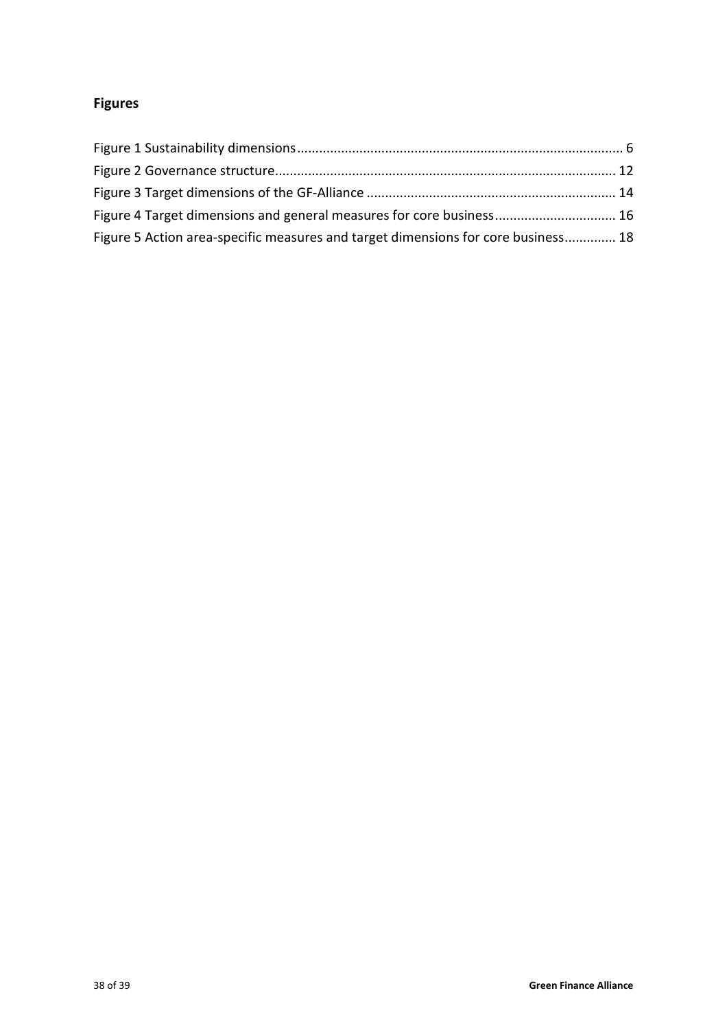## Figures

Figure 1 Sustainability dimensions ........................................................................................ 6
Figure 2 Governance structure ............................................................................................ 12
Figure 3 Target dimensions of the GF-Alliance .................................................................... 14
Figure 4 Target dimensions and general measures for core business ................................ 16
Figure 5 Action area-specific measures and target dimensions for core business ............. 18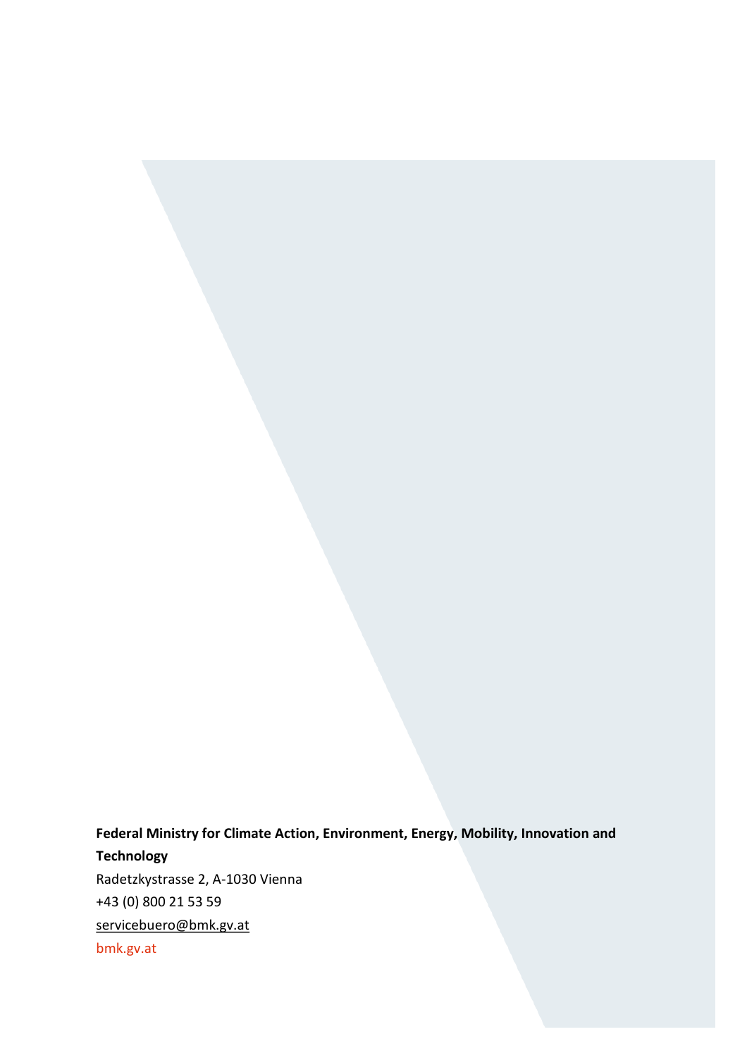**Federal Ministry for Climate Action, Environment, Energy, Mobility, Innovation and Technology**

Radetzkystrasse 2, A-1030 Vienna

+43 (0) 800 21 53 59

servicebuero@bmk.gv.at

bmk.gv.at